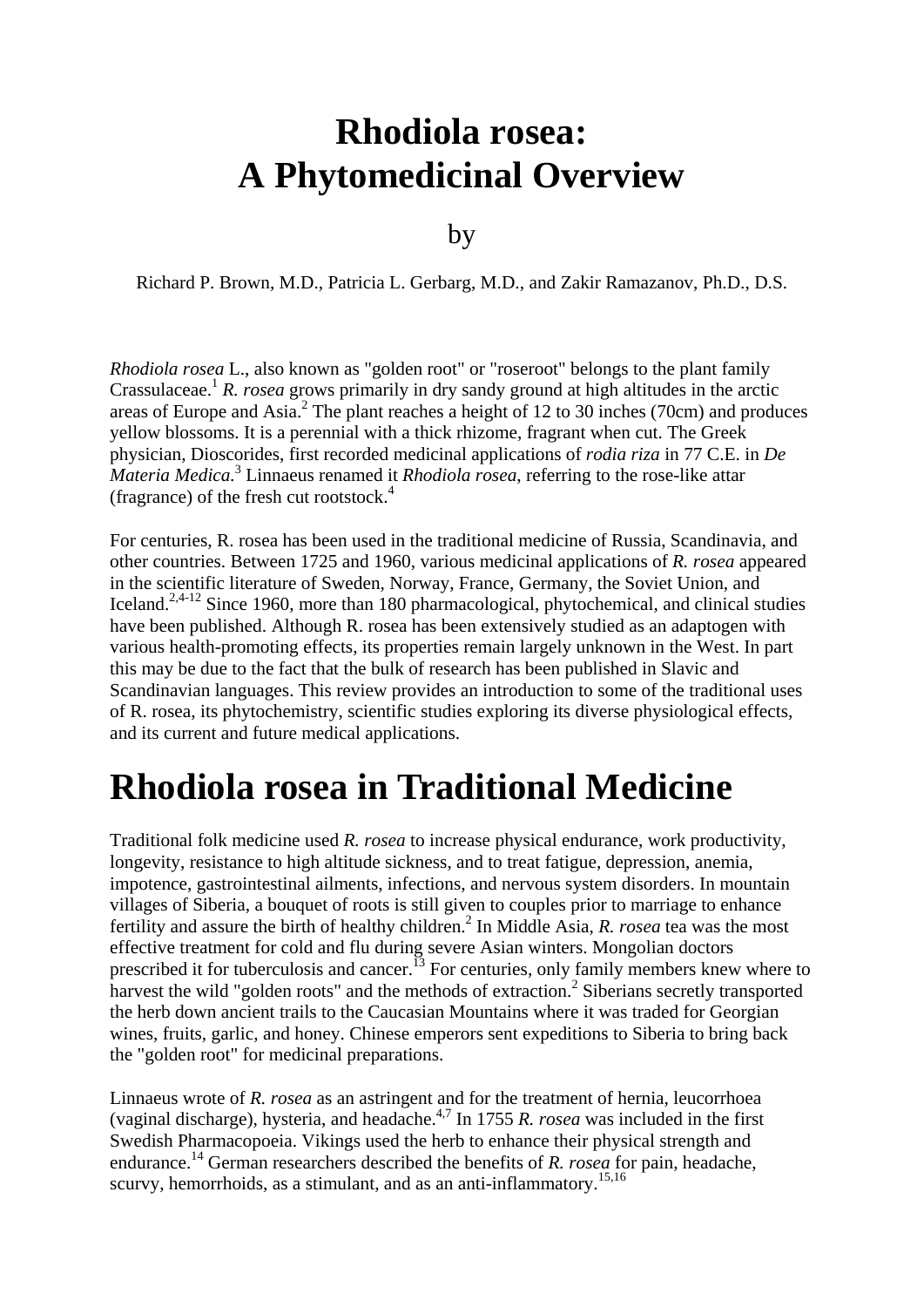# Rhodiola rosea: A Phytomedicinal Overview

by

Richard P. Brown, M.D., Patricia L. Gerbarg, M.D., and Zakir Ramazanov, Ph.D., D.S.

*Rhodiola rosea* L., also known as "golden root" or "roseroot" belongs to the plant family Crassulaceae.[1] *R. rosea* grows primarily in dry sandy ground at high altitudes in the arctic areas of Europe and Asia.[2] The plant reaches a height of 12 to 30 inches (70cm) and produces yellow blossoms. It is a perennial with a thick rhizome, fragrant when cut. The Greek physician, Dioscorides, first recorded medicinal applications of *rodia riza* in 77 C.E. in *De Materia Medica.*[3] Linnaeus renamed it *Rhodiola rosea*, referring to the rose-like attar (fragrance) of the fresh cut rootstock.[4]

For centuries, R. rosea has been used in the traditional medicine of Russia, Scandinavia, and other countries. Between 1725 and 1960, various medicinal applications of *R. rosea* appeared in the scientific literature of Sweden, Norway, France, Germany, the Soviet Union, and Iceland.[2,4-12] Since 1960, more than 180 pharmacological, phytochemical, and clinical studies have been published. Although R. rosea has been extensively studied as an adaptogen with various health-promoting effects, its properties remain largely unknown in the West. In part this may be due to the fact that the bulk of research has been published in Slavic and Scandinavian languages. This review provides an introduction to some of the traditional uses of R. rosea, its phytochemistry, scientific studies exploring its diverse physiological effects, and its current and future medical applications.

# Rhodiola rosea in Traditional Medicine

Traditional folk medicine used *R. rosea* to increase physical endurance, work productivity, longevity, resistance to high altitude sickness, and to treat fatigue, depression, anemia, impotence, gastrointestinal ailments, infections, and nervous system disorders. In mountain villages of Siberia, a bouquet of roots is still given to couples prior to marriage to enhance fertility and assure the birth of healthy children.[2] In Middle Asia, *R. rosea* tea was the most effective treatment for cold and flu during severe Asian winters. Mongolian doctors prescribed it for tuberculosis and cancer.[13] For centuries, only family members knew where to harvest the wild "golden roots" and the methods of extraction.[2] Siberians secretly transported the herb down ancient trails to the Caucasian Mountains where it was traded for Georgian wines, fruits, garlic, and honey. Chinese emperors sent expeditions to Siberia to bring back the "golden root" for medicinal preparations.

Linnaeus wrote of *R. rosea* as an astringent and for the treatment of hernia, leucorrhoea (vaginal discharge), hysteria, and headache.[4,7] In 1755 *R. rosea* was included in the first Swedish Pharmacopoeia. Vikings used the herb to enhance their physical strength and endurance.[14] German researchers described the benefits of *R. rosea* for pain, headache, scurvy, hemorrhoids, as a stimulant, and as an anti-inflammatory.[15,16]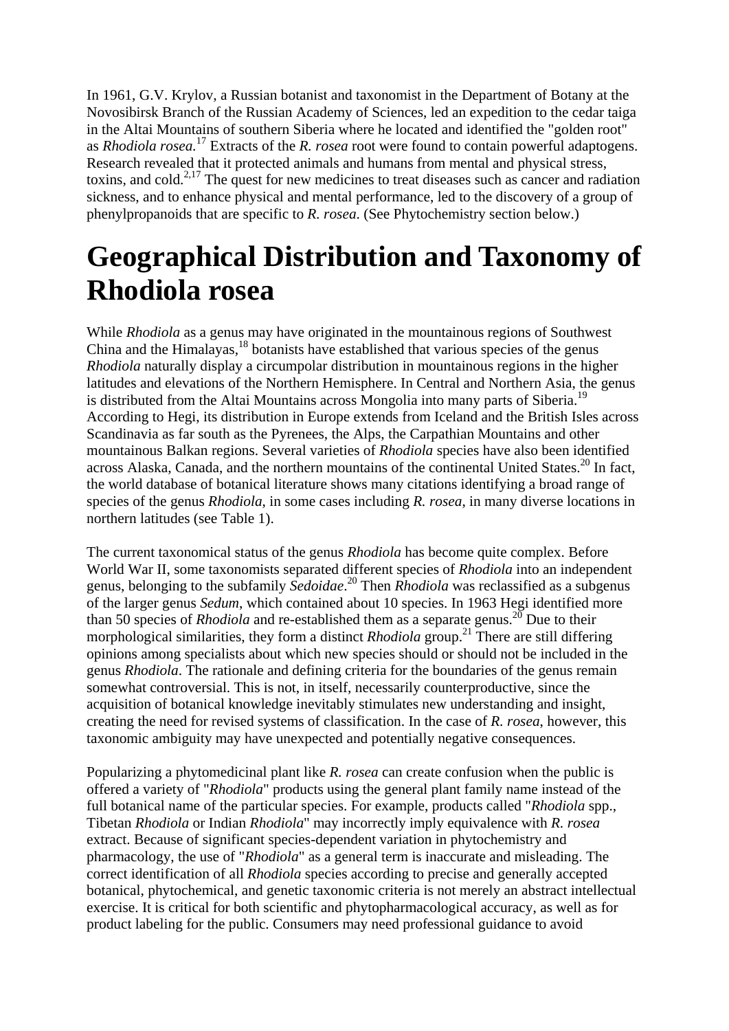In 1961, G.V. Krylov, a Russian botanist and taxonomist in the Department of Botany at the Novosibirsk Branch of the Russian Academy of Sciences, led an expedition to the cedar taiga in the Altai Mountains of southern Siberia where he located and identified the "golden root" as *Rhodiola rosea.*[17] Extracts of the *R. rosea* root were found to contain powerful adaptogens. Research revealed that it protected animals and humans from mental and physical stress, toxins, and cold.[2,17] The quest for new medicines to treat diseases such as cancer and radiation sickness, and to enhance physical and mental performance, led to the discovery of a group of phenylpropanoids that are specific to *R. rosea.* (See Phytochemistry section below.)

# Geographical Distribution and Taxonomy of Rhodiola rosea

While *Rhodiola* as a genus may have originated in the mountainous regions of Southwest China and the Himalayas,[18] botanists have established that various species of the genus *Rhodiola* naturally display a circumpolar distribution in mountainous regions in the higher latitudes and elevations of the Northern Hemisphere. In Central and Northern Asia, the genus is distributed from the Altai Mountains across Mongolia into many parts of Siberia.[19] According to Hegi, its distribution in Europe extends from Iceland and the British Isles across Scandinavia as far south as the Pyrenees, the Alps, the Carpathian Mountains and other mountainous Balkan regions. Several varieties of *Rhodiola* species have also been identified across Alaska, Canada, and the northern mountains of the continental United States.[20] In fact, the world database of botanical literature shows many citations identifying a broad range of species of the genus *Rhodiola*, in some cases including *R. rosea*, in many diverse locations in northern latitudes (see Table 1).

The current taxonomical status of the genus *Rhodiola* has become quite complex. Before World War II, some taxonomists separated different species of *Rhodiola* into an independent genus, belonging to the subfamily *Sedoidae*.[20] Then *Rhodiola* was reclassified as a subgenus of the larger genus *Sedum*, which contained about 10 species. In 1963 Hegi identified more than 50 species of *Rhodiola* and re-established them as a separate genus.[20] Due to their morphological similarities, they form a distinct *Rhodiola* group.[21] There are still differing opinions among specialists about which new species should or should not be included in the genus *Rhodiola*. The rationale and defining criteria for the boundaries of the genus remain somewhat controversial. This is not, in itself, necessarily counterproductive, since the acquisition of botanical knowledge inevitably stimulates new understanding and insight, creating the need for revised systems of classification. In the case of *R. rosea*, however, this taxonomic ambiguity may have unexpected and potentially negative consequences.

Popularizing a phytomedicinal plant like *R. rosea* can create confusion when the public is offered a variety of "*Rhodiola*" products using the general plant family name instead of the full botanical name of the particular species. For example, products called "*Rhodiola* spp., Tibetan *Rhodiola* or Indian *Rhodiola*" may incorrectly imply equivalence with *R. rosea* extract. Because of significant species-dependent variation in phytochemistry and pharmacology, the use of "*Rhodiola*" as a general term is inaccurate and misleading. The correct identification of all *Rhodiola* species according to precise and generally accepted botanical, phytochemical, and genetic taxonomic criteria is not merely an abstract intellectual exercise. It is critical for both scientific and phytopharmacological accuracy, as well as for product labeling for the public. Consumers may need professional guidance to avoid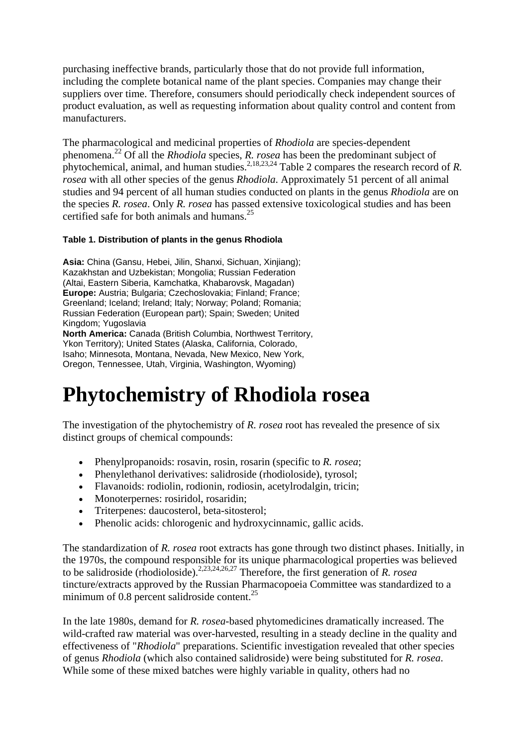purchasing ineffective brands, particularly those that do not provide full information, including the complete botanical name of the plant species. Companies may change their suppliers over time. Therefore, consumers should periodically check independent sources of product evaluation, as well as requesting information about quality control and content from manufacturers.

The pharmacological and medicinal properties of *Rhodiola* are species-dependent phenomena.[22] Of all the *Rhodiola* species, *R. rosea* has been the predominant subject of phytochemical, animal, and human studies.[2,18,23,24] Table 2 compares the research record of *R. rosea* with all other species of the genus *Rhodiola*. Approximately 51 percent of all animal studies and 94 percent of all human studies conducted on plants in the genus *Rhodiola* are on the species *R. rosea*. Only *R. rosea* has passed extensive toxicological studies and has been certified safe for both animals and humans.[25]

**Table 1. Distribution of plants in the genus Rhodiola**

**Asia:** China (Gansu, Hebei, Jilin, Shanxi, Sichuan, Xinjiang); Kazakhstan and Uzbekistan; Mongolia; Russian Federation (Altai, Eastern Siberia, Kamchatka, Khabarovsk, Magadan)
**Europe:** Austria; Bulgaria; Czechoslovakia; Finland; France; Greenland; Iceland; Ireland; Italy; Norway; Poland; Romania; Russian Federation (European part); Spain; Sweden; United Kingdom; Yugoslavia
**North America:** Canada (British Columbia, Northwest Territory, Ykon Territory); United States (Alaska, California, Colorado, Isaho; Minnesota, Montana, Nevada, New Mexico, New York, Oregon, Tennessee, Utah, Virginia, Washington, Wyoming)

# Phytochemistry of Rhodiola rosea

The investigation of the phytochemistry of *R. rosea* root has revealed the presence of six distinct groups of chemical compounds:

- Phenylpropanoids: rosavin, rosin, rosarin (specific to *R. rosea*;
- Phenylethanol derivatives: salidroside (rhodioloside), tyrosol;
- Flavanoids: rodiolin, rodionin, rodiosin, acetylrodalgin, tricin;
- Monoterpernes: rosiridol, rosaridin;
- Triterpenes: daucosterol, beta-sitosterol;
- Phenolic acids: chlorogenic and hydroxycinnamic, gallic acids.

The standardization of *R. rosea* root extracts has gone through two distinct phases. Initially, in the 1970s, the compound responsible for its unique pharmacological properties was believed to be salidroside (rhodioloside).[2,23,24,26,27] Therefore, the first generation of *R. rosea* tincture/extracts approved by the Russian Pharmacopoeia Committee was standardized to a minimum of 0.8 percent salidroside content.[25]

In the late 1980s, demand for *R. rosea*-based phytomedicines dramatically increased. The wild-crafted raw material was over-harvested, resulting in a steady decline in the quality and effectiveness of "*Rhodiola*" preparations. Scientific investigation revealed that other species of genus *Rhodiola* (which also contained salidroside) were being substituted for *R. rosea*. While some of these mixed batches were highly variable in quality, others had no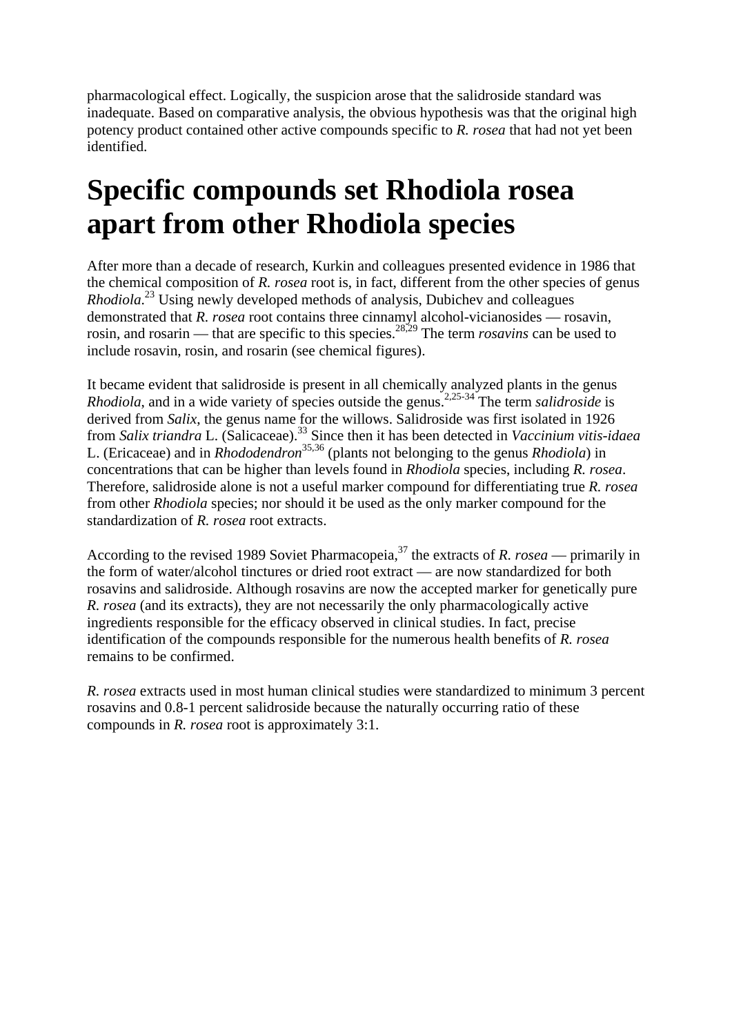pharmacological effect. Logically, the suspicion arose that the salidroside standard was inadequate. Based on comparative analysis, the obvious hypothesis was that the original high potency product contained other active compounds specific to *R. rosea* that had not yet been identified.

# Specific compounds set Rhodiola rosea apart from other Rhodiola species

After more than a decade of research, Kurkin and colleagues presented evidence in 1986 that the chemical composition of *R. rosea* root is, in fact, different from the other species of genus *Rhodiola*.[23] Using newly developed methods of analysis, Dubichev and colleagues demonstrated that *R. rosea* root contains three cinnamyl alcohol-vicianosides — rosavin, rosin, and rosarin — that are specific to this species.[28,29] The term *rosavins* can be used to include rosavin, rosin, and rosarin (see chemical figures).

It became evident that salidroside is present in all chemically analyzed plants in the genus *Rhodiola*, and in a wide variety of species outside the genus.[2,25-34] The term *salidroside* is derived from *Salix*, the genus name for the willows. Salidroside was first isolated in 1926 from *Salix triandra* L. (Salicaceae).[33] Since then it has been detected in *Vaccinium vitis-idaea* L. (Ericaceae) and in *Rhododendron*[35,36] (plants not belonging to the genus *Rhodiola*) in concentrations that can be higher than levels found in *Rhodiola* species, including *R. rosea*. Therefore, salidroside alone is not a useful marker compound for differentiating true *R. rosea* from other *Rhodiola* species; nor should it be used as the only marker compound for the standardization of *R. rosea* root extracts.

According to the revised 1989 Soviet Pharmacopeia,[37] the extracts of *R. rosea* — primarily in the form of water/alcohol tinctures or dried root extract — are now standardized for both rosavins and salidroside. Although rosavins are now the accepted marker for genetically pure *R. rosea* (and its extracts), they are not necessarily the only pharmacologically active ingredients responsible for the efficacy observed in clinical studies. In fact, precise identification of the compounds responsible for the numerous health benefits of *R. rosea* remains to be confirmed.

*R. rosea* extracts used in most human clinical studies were standardized to minimum 3 percent rosavins and 0.8-1 percent salidroside because the naturally occurring ratio of these compounds in *R. rosea* root is approximately 3:1.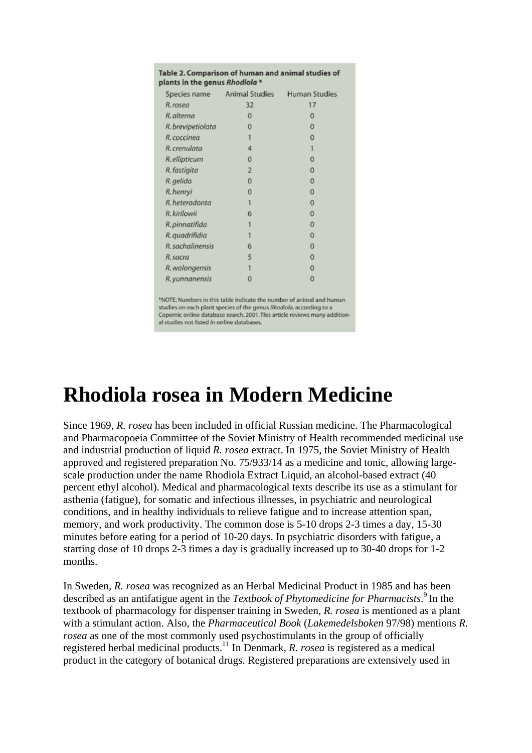**Table 2. Comparison of human and animal studies of plants in the genus *Rhodiola* \***

| Species name | Animal Studies | Human Studies |
|---|---|---|
| *R. rosea* | 32 | 17 |
| *R. alterna* | 0 | 0 |
| *R. brevipetiolata* | 0 | 0 |
| *R. coccinea* | 1 | 0 |
| *R. crenulata* | 4 | 1 |
| *R. ellipticum* | 0 | 0 |
| *R. fastigita* | 2 | 0 |
| *R. gelida* | 0 | 0 |
| *R. henryi* | 0 | 0 |
| *R. heterodonta* | 1 | 0 |
| *R. kirilowii* | 6 | 0 |
| *R. pinnatifida* | 1 | 0 |
| *R. quadrifidia* | 1 | 0 |
| *R. sachalinensis* | 6 | 0 |
| *R. sacra* | 5 | 0 |
| *R. wolongensis* | 1 | 0 |
| *R. yunnanensis* | 0 | 0 |

*NOTE: Numbers in this table indicate the number of animal and human studies on each plant species of the genus *Rhodiola*, according to a Copernic online database search, 2001. This article reviews many additional studies not listed in online databases.

# Rhodiola rosea in Modern Medicine

Since 1969, *R. rosea* has been included in official Russian medicine. The Pharmacological and Pharmacopoeia Committee of the Soviet Ministry of Health recommended medicinal use and industrial production of liquid *R. rosea* extract. In 1975, the Soviet Ministry of Health approved and registered preparation No. 75/933/14 as a medicine and tonic, allowing large-scale production under the name Rhodiola Extract Liquid, an alcohol-based extract (40 percent ethyl alcohol). Medical and pharmacological texts describe its use as a stimulant for asthenia (fatigue), for somatic and infectious illnesses, in psychiatric and neurological conditions, and in healthy individuals to relieve fatigue and to increase attention span, memory, and work productivity. The common dose is 5-10 drops 2-3 times a day, 15-30 minutes before eating for a period of 10-20 days. In psychiatric disorders with fatigue, a starting dose of 10 drops 2-3 times a day is gradually increased up to 30-40 drops for 1-2 months.

In Sweden, *R. rosea* was recognized as an Herbal Medicinal Product in 1985 and has been described as an antifatigue agent in the *Textbook of Phytomedicine for Pharmacists*.[9] In the textbook of pharmacology for dispenser training in Sweden, *R. rosea* is mentioned as a plant with a stimulant action. Also, the *Pharmaceutical Book* (*Lakemedelsboken* 97/98) mentions *R. rosea* as one of the most commonly used psychostimulants in the group of officially registered herbal medicinal products.[11] In Denmark, *R. rosea* is registered as a medical product in the category of botanical drugs. Registered preparations are extensively used in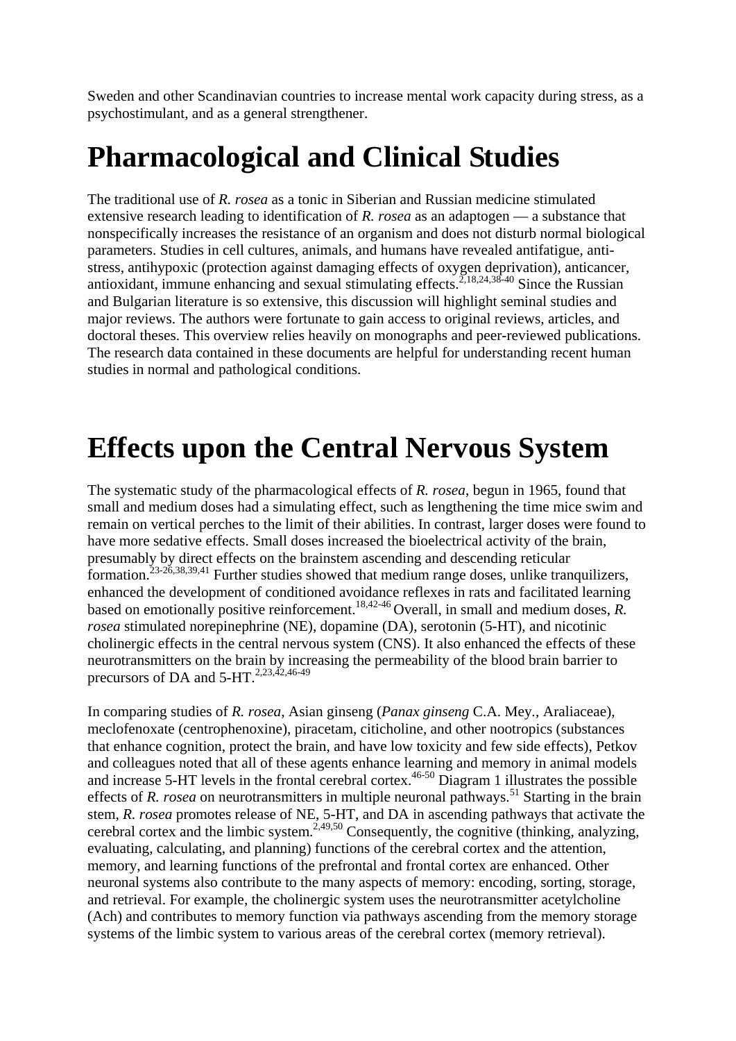Sweden and other Scandinavian countries to increase mental work capacity during stress, as a psychostimulant, and as a general strengthener.

# Pharmacological and Clinical Studies

The traditional use of *R. rosea* as a tonic in Siberian and Russian medicine stimulated extensive research leading to identification of *R. rosea* as an adaptogen — a substance that nonspecifically increases the resistance of an organism and does not disturb normal biological parameters. Studies in cell cultures, animals, and humans have revealed antifatigue, anti-stress, antihypoxic (protection against damaging effects of oxygen deprivation), anticancer, antioxidant, immune enhancing and sexual stimulating effects.[2,18,24,38-40] Since the Russian and Bulgarian literature is so extensive, this discussion will highlight seminal studies and major reviews. The authors were fortunate to gain access to original reviews, articles, and doctoral theses. This overview relies heavily on monographs and peer-reviewed publications. The research data contained in these documents are helpful for understanding recent human studies in normal and pathological conditions.

# Effects upon the Central Nervous System

The systematic study of the pharmacological effects of *R. rosea*, begun in 1965, found that small and medium doses had a simulating effect, such as lengthening the time mice swim and remain on vertical perches to the limit of their abilities. In contrast, larger doses were found to have more sedative effects. Small doses increased the bioelectrical activity of the brain, presumably by direct effects on the brainstem ascending and descending reticular formation.[23-26,38,39,41] Further studies showed that medium range doses, unlike tranquilizers, enhanced the development of conditioned avoidance reflexes in rats and facilitated learning based on emotionally positive reinforcement.[18,42-46] Overall, in small and medium doses, *R. rosea* stimulated norepinephrine (NE), dopamine (DA), serotonin (5-HT), and nicotinic cholinergic effects in the central nervous system (CNS). It also enhanced the effects of these neurotransmitters on the brain by increasing the permeability of the blood brain barrier to precursors of DA and 5-HT.[2,23,42,46-49]

In comparing studies of *R. rosea*, Asian ginseng (*Panax ginseng* C.A. Mey., Araliaceae), meclofenoxate (centrophenoxine), piracetam, citicholine, and other nootropics (substances that enhance cognition, protect the brain, and have low toxicity and few side effects), Petkov and colleagues noted that all of these agents enhance learning and memory in animal models and increase 5-HT levels in the frontal cerebral cortex.[46-50] Diagram 1 illustrates the possible effects of *R. rosea* on neurotransmitters in multiple neuronal pathways.[51] Starting in the brain stem, *R. rosea* promotes release of NE, 5-HT, and DA in ascending pathways that activate the cerebral cortex and the limbic system.[2,49,50] Consequently, the cognitive (thinking, analyzing, evaluating, calculating, and planning) functions of the cerebral cortex and the attention, memory, and learning functions of the prefrontal and frontal cortex are enhanced. Other neuronal systems also contribute to the many aspects of memory: encoding, sorting, storage, and retrieval. For example, the cholinergic system uses the neurotransmitter acetylcholine (Ach) and contributes to memory function via pathways ascending from the memory storage systems of the limbic system to various areas of the cerebral cortex (memory retrieval).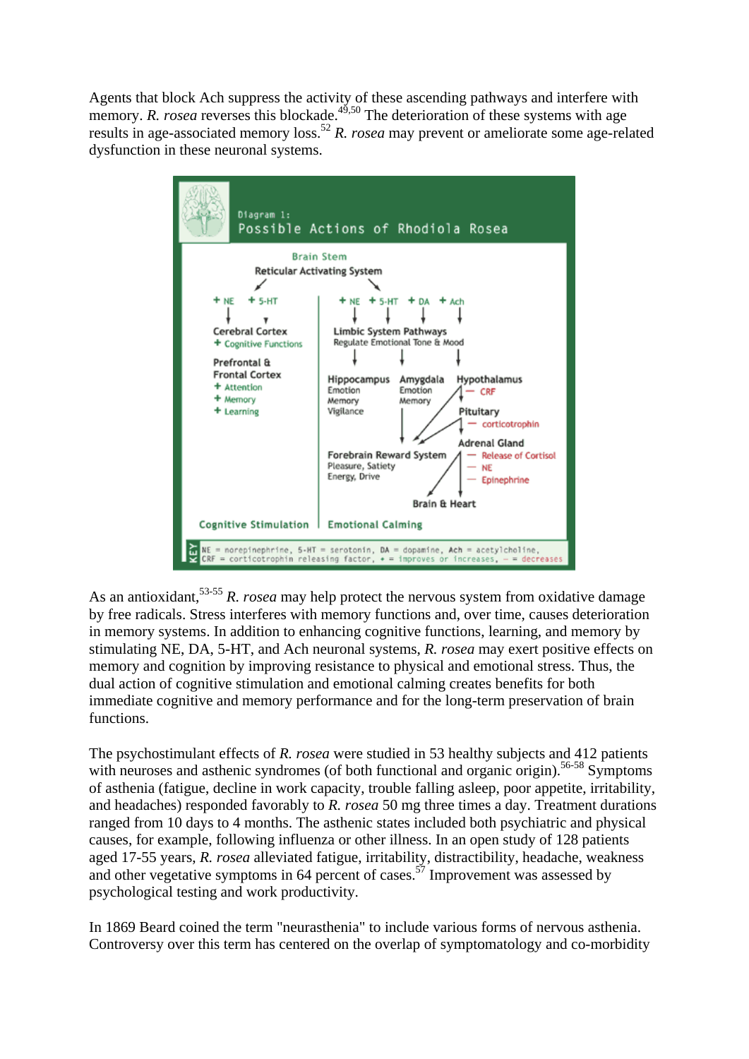Agents that block Ach suppress the activity of these ascending pathways and interfere with memory. *R. rosea* reverses this blockade.[49,50] The deterioration of these systems with age results in age-associated memory loss.[52] *R. rosea* may prevent or ameliorate some age-related dysfunction in these neuronal systems.

Diagram 1:
Possible Actions of Rhodiola Rosea

Brain Stem
Reticular Activating System

+ NE + 5-HT
Cerebral Cortex
+ Cognitive Functions
Prefrontal & Frontal Cortex
+ Attention
+ Memory
+ Learning

+ NE + 5-HT + DA + Ach
Limbic System Pathways
Regulate Emotional Tone & Mood

Hippocampus
Emotion
Memory
Vigilance

Amygdala
Emotion
Memory

Hypothalamus
— CRF

Pituitary
— corticotrophin

Adrenal Gland
— Release of Cortisol
— NE
— Epinephrine

Forebrain Reward System
Pleasure, Satiety
Energy, Drive

Brain & Heart

Cognitive Stimulation
Emotional Calming

KEY
NE = norepinephrine, 5-HT = serotonin, DA = dopamine, Ach = acetylcholine,
CRF = corticotrophin releasing factor, + = improves or increases, — = decreases

As an antioxidant,[53-55] *R. rosea* may help protect the nervous system from oxidative damage by free radicals. Stress interferes with memory functions and, over time, causes deterioration in memory systems. In addition to enhancing cognitive functions, learning, and memory by stimulating NE, DA, 5-HT, and Ach neuronal systems, *R. rosea* may exert positive effects on memory and cognition by improving resistance to physical and emotional stress. Thus, the dual action of cognitive stimulation and emotional calming creates benefits for both immediate cognitive and memory performance and for the long-term preservation of brain functions.

The psychostimulant effects of *R. rosea* were studied in 53 healthy subjects and 412 patients with neuroses and asthenic syndromes (of both functional and organic origin).[56-58] Symptoms of asthenia (fatigue, decline in work capacity, trouble falling asleep, poor appetite, irritability, and headaches) responded favorably to *R. rosea* 50 mg three times a day. Treatment durations ranged from 10 days to 4 months. The asthenic states included both psychiatric and physical causes, for example, following influenza or other illness. In an open study of 128 patients aged 17-55 years, *R. rosea* alleviated fatigue, irritability, distractibility, headache, weakness and other vegetative symptoms in 64 percent of cases.[57] Improvement was assessed by psychological testing and work productivity.

In 1869 Beard coined the term "neurasthenia" to include various forms of nervous asthenia. Controversy over this term has centered on the overlap of symptomatology and co-morbidity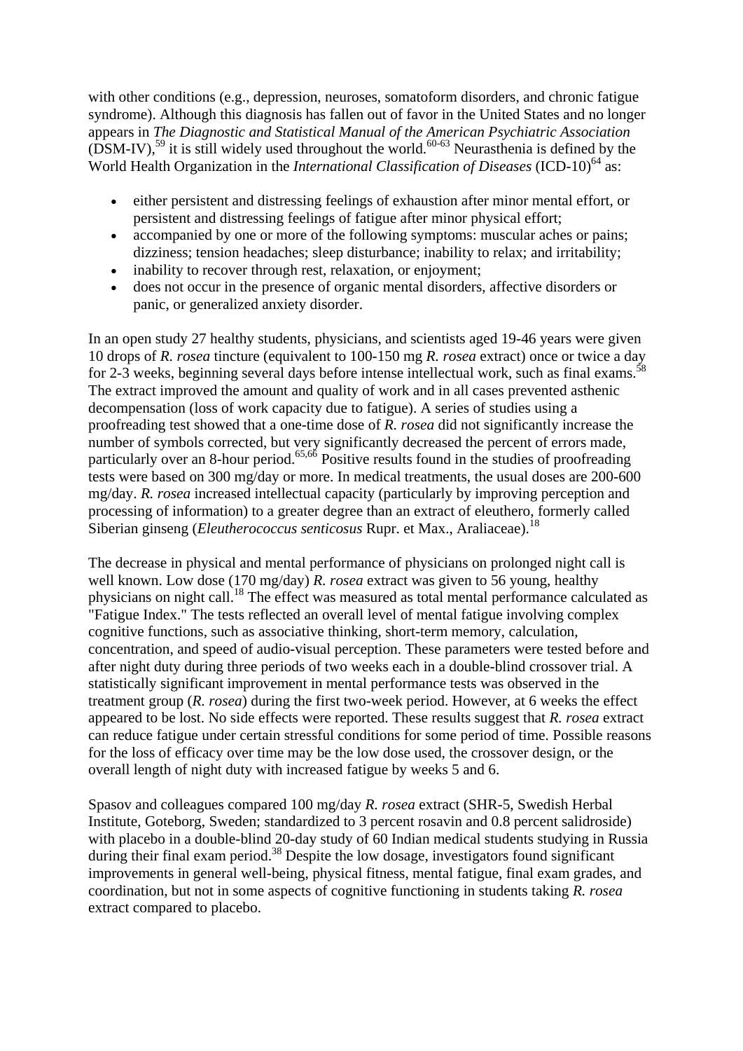with other conditions (e.g., depression, neuroses, somatoform disorders, and chronic fatigue syndrome). Although this diagnosis has fallen out of favor in the United States and no longer appears in *The Diagnostic and Statistical Manual of the American Psychiatric Association* (DSM-IV),[59] it is still widely used throughout the world.[60-63] Neurasthenia is defined by the World Health Organization in the *International Classification of Diseases* (ICD-10)[64] as:

- either persistent and distressing feelings of exhaustion after minor mental effort, or persistent and distressing feelings of fatigue after minor physical effort;
- accompanied by one or more of the following symptoms: muscular aches or pains; dizziness; tension headaches; sleep disturbance; inability to relax; and irritability;
- inability to recover through rest, relaxation, or enjoyment;
- does not occur in the presence of organic mental disorders, affective disorders or panic, or generalized anxiety disorder.

In an open study 27 healthy students, physicians, and scientists aged 19-46 years were given 10 drops of *R. rosea* tincture (equivalent to 100-150 mg *R. rosea* extract) once or twice a day for 2-3 weeks, beginning several days before intense intellectual work, such as final exams.[58] The extract improved the amount and quality of work and in all cases prevented asthenic decompensation (loss of work capacity due to fatigue). A series of studies using a proofreading test showed that a one-time dose of *R. rosea* did not significantly increase the number of symbols corrected, but very significantly decreased the percent of errors made, particularly over an 8-hour period.[65,66] Positive results found in the studies of proofreading tests were based on 300 mg/day or more. In medical treatments, the usual doses are 200-600 mg/day. *R. rosea* increased intellectual capacity (particularly by improving perception and processing of information) to a greater degree than an extract of eleuthero, formerly called Siberian ginseng (*Eleutherococcus senticosus* Rupr. et Max., Araliaceae).[18]

The decrease in physical and mental performance of physicians on prolonged night call is well known. Low dose (170 mg/day) *R. rosea* extract was given to 56 young, healthy physicians on night call.[18] The effect was measured as total mental performance calculated as "Fatigue Index." The tests reflected an overall level of mental fatigue involving complex cognitive functions, such as associative thinking, short-term memory, calculation, concentration, and speed of audio-visual perception. These parameters were tested before and after night duty during three periods of two weeks each in a double-blind crossover trial. A statistically significant improvement in mental performance tests was observed in the treatment group (*R. rosea*) during the first two-week period. However, at 6 weeks the effect appeared to be lost. No side effects were reported. These results suggest that *R. rosea* extract can reduce fatigue under certain stressful conditions for some period of time. Possible reasons for the loss of efficacy over time may be the low dose used, the crossover design, or the overall length of night duty with increased fatigue by weeks 5 and 6.

Spasov and colleagues compared 100 mg/day *R. rosea* extract (SHR-5, Swedish Herbal Institute, Goteborg, Sweden; standardized to 3 percent rosavin and 0.8 percent salidroside) with placebo in a double-blind 20-day study of 60 Indian medical students studying in Russia during their final exam period.[38] Despite the low dosage, investigators found significant improvements in general well-being, physical fitness, mental fatigue, final exam grades, and coordination, but not in some aspects of cognitive functioning in students taking *R. rosea* extract compared to placebo.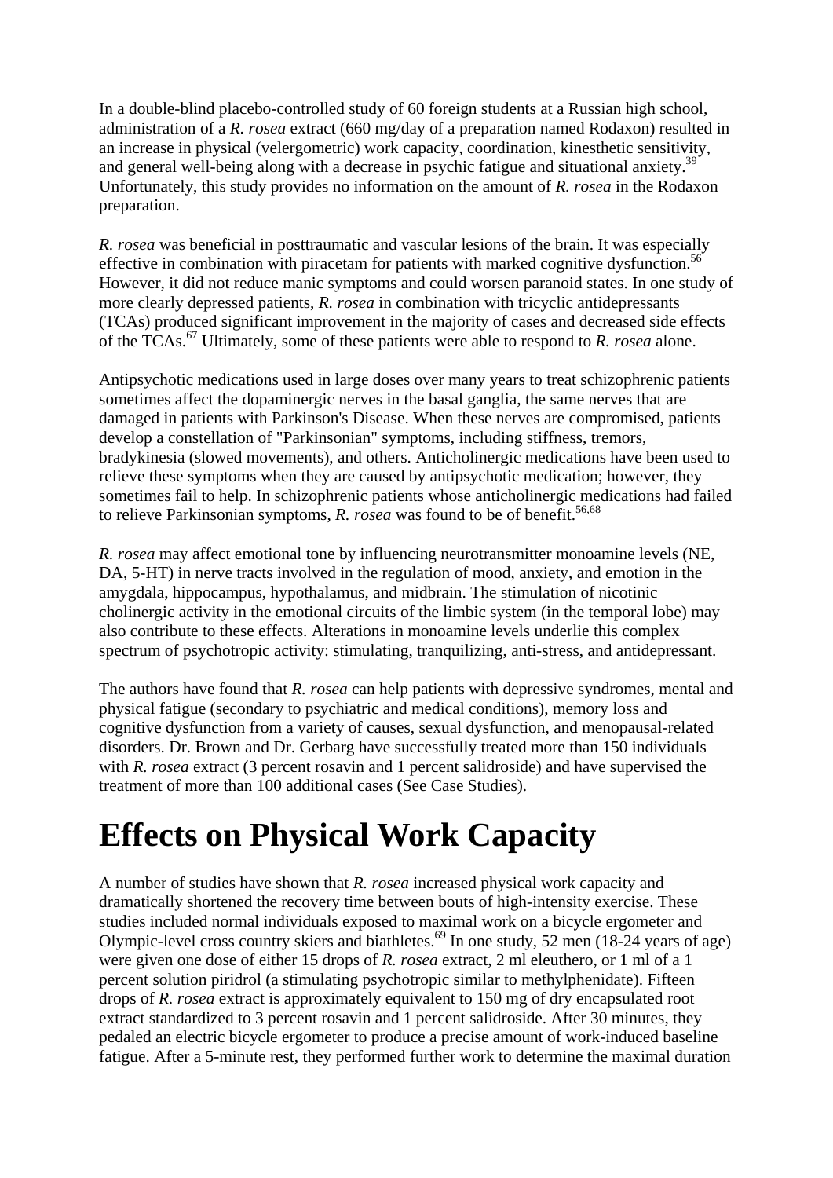In a double-blind placebo-controlled study of 60 foreign students at a Russian high school, administration of a *R. rosea* extract (660 mg/day of a preparation named Rodaxon) resulted in an increase in physical (velergometric) work capacity, coordination, kinesthetic sensitivity, and general well-being along with a decrease in psychic fatigue and situational anxiety.[39] Unfortunately, this study provides no information on the amount of *R. rosea* in the Rodaxon preparation.

*R. rosea* was beneficial in posttraumatic and vascular lesions of the brain. It was especially effective in combination with piracetam for patients with marked cognitive dysfunction.[56] However, it did not reduce manic symptoms and could worsen paranoid states. In one study of more clearly depressed patients, *R. rosea* in combination with tricyclic antidepressants (TCAs) produced significant improvement in the majority of cases and decreased side effects of the TCAs.[67] Ultimately, some of these patients were able to respond to *R. rosea* alone.

Antipsychotic medications used in large doses over many years to treat schizophrenic patients sometimes affect the dopaminergic nerves in the basal ganglia, the same nerves that are damaged in patients with Parkinson's Disease. When these nerves are compromised, patients develop a constellation of "Parkinsonian" symptoms, including stiffness, tremors, bradykinesia (slowed movements), and others. Anticholinergic medications have been used to relieve these symptoms when they are caused by antipsychotic medication; however, they sometimes fail to help. In schizophrenic patients whose anticholinergic medications had failed to relieve Parkinsonian symptoms, *R. rosea* was found to be of benefit.[56,68]

*R. rosea* may affect emotional tone by influencing neurotransmitter monoamine levels (NE, DA, 5-HT) in nerve tracts involved in the regulation of mood, anxiety, and emotion in the amygdala, hippocampus, hypothalamus, and midbrain. The stimulation of nicotinic cholinergic activity in the emotional circuits of the limbic system (in the temporal lobe) may also contribute to these effects. Alterations in monoamine levels underlie this complex spectrum of psychotropic activity: stimulating, tranquilizing, anti-stress, and antidepressant.

The authors have found that *R. rosea* can help patients with depressive syndromes, mental and physical fatigue (secondary to psychiatric and medical conditions), memory loss and cognitive dysfunction from a variety of causes, sexual dysfunction, and menopausal-related disorders. Dr. Brown and Dr. Gerbarg have successfully treated more than 150 individuals with *R. rosea* extract (3 percent rosavin and 1 percent salidroside) and have supervised the treatment of more than 100 additional cases (See Case Studies).

# Effects on Physical Work Capacity

A number of studies have shown that *R. rosea* increased physical work capacity and dramatically shortened the recovery time between bouts of high-intensity exercise. These studies included normal individuals exposed to maximal work on a bicycle ergometer and Olympic-level cross country skiers and biathletes.[69] In one study, 52 men (18-24 years of age) were given one dose of either 15 drops of *R. rosea* extract, 2 ml eleuthero, or 1 ml of a 1 percent solution piridrol (a stimulating psychotropic similar to methylphenidate). Fifteen drops of *R. rosea* extract is approximately equivalent to 150 mg of dry encapsulated root extract standardized to 3 percent rosavin and 1 percent salidroside. After 30 minutes, they pedaled an electric bicycle ergometer to produce a precise amount of work-induced baseline fatigue. After a 5-minute rest, they performed further work to determine the maximal duration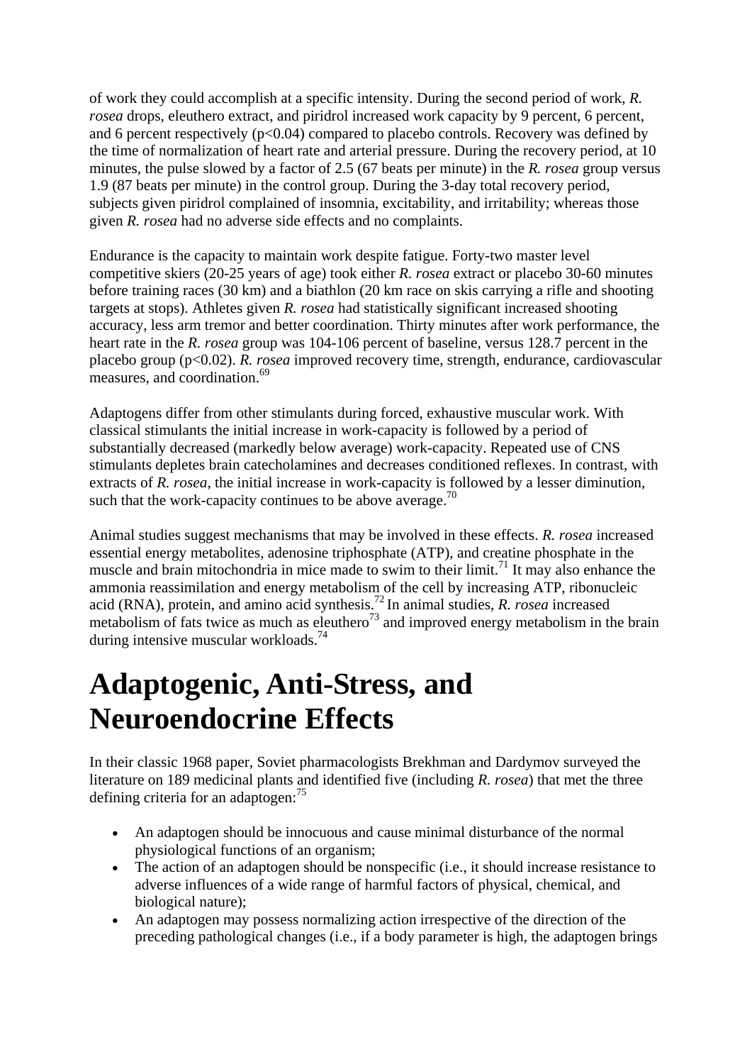of work they could accomplish at a specific intensity. During the second period of work, *R. rosea* drops, eleuthero extract, and piridrol increased work capacity by 9 percent, 6 percent, and 6 percent respectively ($p<0.04$) compared to placebo controls. Recovery was defined by the time of normalization of heart rate and arterial pressure. During the recovery period, at 10 minutes, the pulse slowed by a factor of 2.5 (67 beats per minute) in the *R. rosea* group versus 1.9 (87 beats per minute) in the control group. During the 3-day total recovery period, subjects given piridrol complained of insomnia, excitability, and irritability; whereas those given *R. rosea* had no adverse side effects and no complaints.

Endurance is the capacity to maintain work despite fatigue. Forty-two master level competitive skiers (20-25 years of age) took either *R. rosea* extract or placebo 30-60 minutes before training races (30 km) and a biathlon (20 km race on skis carrying a rifle and shooting targets at stops). Athletes given *R. rosea* had statistically significant increased shooting accuracy, less arm tremor and better coordination. Thirty minutes after work performance, the heart rate in the *R. rosea* group was 104-106 percent of baseline, versus 128.7 percent in the placebo group ($p<0.02$). *R. rosea* improved recovery time, strength, endurance, cardiovascular measures, and coordination.[69]

Adaptogens differ from other stimulants during forced, exhaustive muscular work. With classical stimulants the initial increase in work-capacity is followed by a period of substantially decreased (markedly below average) work-capacity. Repeated use of CNS stimulants depletes brain catecholamines and decreases conditioned reflexes. In contrast, with extracts of *R. rosea*, the initial increase in work-capacity is followed by a lesser diminution, such that the work-capacity continues to be above average.[70]

Animal studies suggest mechanisms that may be involved in these effects. *R. rosea* increased essential energy metabolites, adenosine triphosphate (ATP), and creatine phosphate in the muscle and brain mitochondria in mice made to swim to their limit.[71] It may also enhance the ammonia reassimilation and energy metabolism of the cell by increasing ATP, ribonucleic acid (RNA), protein, and amino acid synthesis.[72] In animal studies, *R. rosea* increased metabolism of fats twice as much as eleuthero[73] and improved energy metabolism in the brain during intensive muscular workloads.[74]

# Adaptogenic, Anti-Stress, and Neuroendocrine Effects

In their classic 1968 paper, Soviet pharmacologists Brekhman and Dardymov surveyed the literature on 189 medicinal plants and identified five (including *R. rosea*) that met the three defining criteria for an adaptogen:[75]

- An adaptogen should be innocuous and cause minimal disturbance of the normal physiological functions of an organism;
- The action of an adaptogen should be nonspecific (i.e., it should increase resistance to adverse influences of a wide range of harmful factors of physical, chemical, and biological nature);
- An adaptogen may possess normalizing action irrespective of the direction of the preceding pathological changes (i.e., if a body parameter is high, the adaptogen brings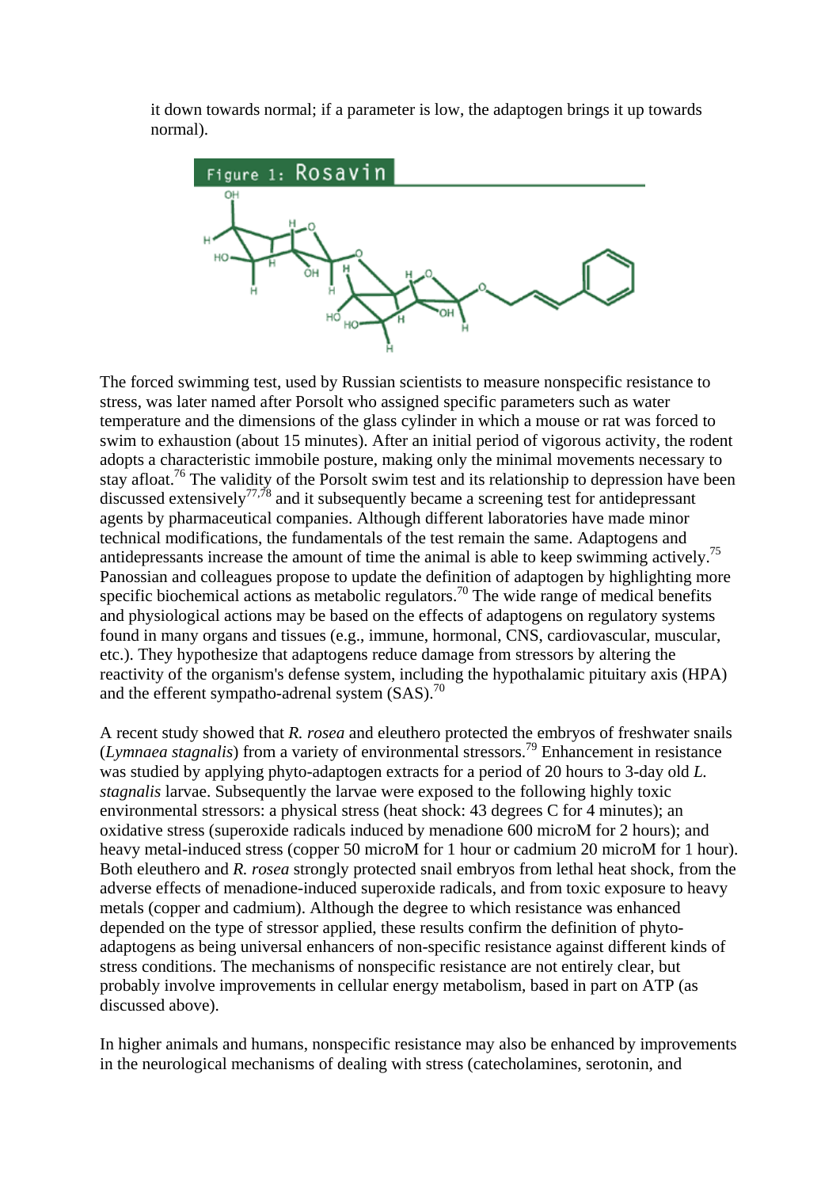it down towards normal; if a parameter is low, the adaptogen brings it up towards normal).

Figure 1: Rosavin

The forced swimming test, used by Russian scientists to measure nonspecific resistance to stress, was later named after Porsolt who assigned specific parameters such as water temperature and the dimensions of the glass cylinder in which a mouse or rat was forced to swim to exhaustion (about 15 minutes). After an initial period of vigorous activity, the rodent adopts a characteristic immobile posture, making only the minimal movements necessary to stay afloat.[76] The validity of the Porsolt swim test and its relationship to depression have been discussed extensively[77,78] and it subsequently became a screening test for antidepressant agents by pharmaceutical companies. Although different laboratories have made minor technical modifications, the fundamentals of the test remain the same. Adaptogens and antidepressants increase the amount of time the animal is able to keep swimming actively.[75] Panossian and colleagues propose to update the definition of adaptogen by highlighting more specific biochemical actions as metabolic regulators.[70] The wide range of medical benefits and physiological actions may be based on the effects of adaptogens on regulatory systems found in many organs and tissues (e.g., immune, hormonal, CNS, cardiovascular, muscular, etc.). They hypothesize that adaptogens reduce damage from stressors by altering the reactivity of the organism's defense system, including the hypothalamic pituitary axis (HPA) and the efferent sympatho-adrenal system (SAS).[70]

A recent study showed that *R. rosea* and eleuthero protected the embryos of freshwater snails (*Lymnaea stagnalis*) from a variety of environmental stressors.[79] Enhancement in resistance was studied by applying phyto-adaptogen extracts for a period of 20 hours to 3-day old *L. stagnalis* larvae. Subsequently the larvae were exposed to the following highly toxic environmental stressors: a physical stress (heat shock: 43 degrees C for 4 minutes); an oxidative stress (superoxide radicals induced by menadione 600 microM for 2 hours); and heavy metal-induced stress (copper 50 microM for 1 hour or cadmium 20 microM for 1 hour). Both eleuthero and *R. rosea* strongly protected snail embryos from lethal heat shock, from the adverse effects of menadione-induced superoxide radicals, and from toxic exposure to heavy metals (copper and cadmium). Although the degree to which resistance was enhanced depended on the type of stressor applied, these results confirm the definition of phyto-adaptogens as being universal enhancers of non-specific resistance against different kinds of stress conditions. The mechanisms of nonspecific resistance are not entirely clear, but probably involve improvements in cellular energy metabolism, based in part on ATP (as discussed above).

In higher animals and humans, nonspecific resistance may also be enhanced by improvements in the neurological mechanisms of dealing with stress (catecholamines, serotonin, and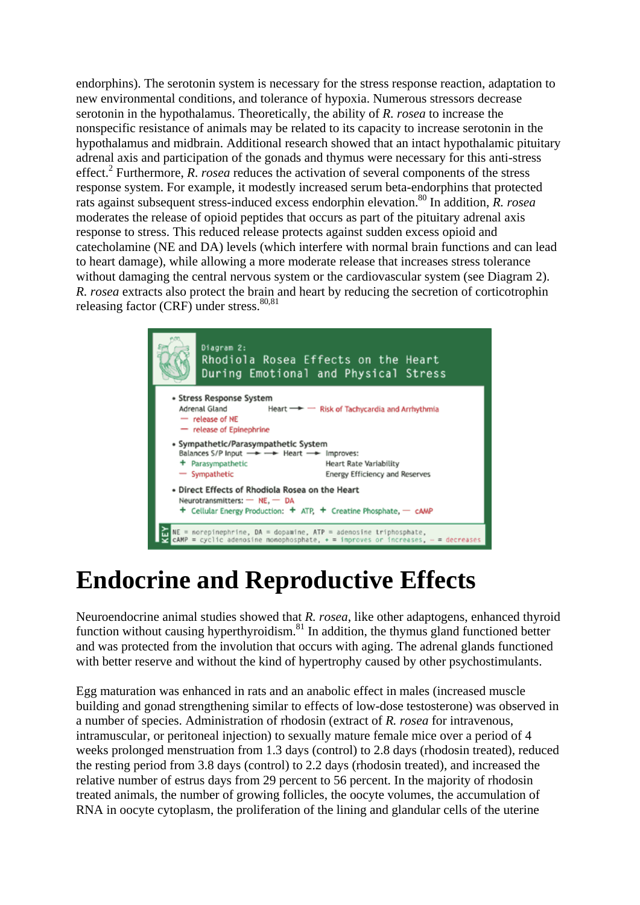endorphins). The serotonin system is necessary for the stress response reaction, adaptation to new environmental conditions, and tolerance of hypoxia. Numerous stressors decrease serotonin in the hypothalamus. Theoretically, the ability of *R. rosea* to increase the nonspecific resistance of animals may be related to its capacity to increase serotonin in the hypothalamus and midbrain. Additional research showed that an intact hypothalamic pituitary adrenal axis and participation of the gonads and thymus were necessary for this anti-stress effect.[2] Furthermore, *R. rosea* reduces the activation of several components of the stress response system. For example, it modestly increased serum beta-endorphins that protected rats against subsequent stress-induced excess endorphin elevation.[80] In addition, *R. rosea* moderates the release of opioid peptides that occurs as part of the pituitary adrenal axis response to stress. This reduced release protects against sudden excess opioid and catecholamine (NE and DA) levels (which interfere with normal brain functions and can lead to heart damage), while allowing a more moderate release that increases stress tolerance without damaging the central nervous system or the cardiovascular system (see Diagram 2). *R. rosea* extracts also protect the brain and heart by reducing the secretion of corticotrophin releasing factor (CRF) under stress.[80,81]

Diagram 2:
Rhodiola Rosea Effects on the Heart During Emotional and Physical Stress

- Stress Response System
  Adrenal Gland — Heart → — Risk of Tachycardia and Arrhythmia
  — release of NE
  — release of Epinephrine
- Sympathetic/Parasympathetic System
  Balances S/P Input → → Heart → Improves:
  + Parasympathetic — Heart Rate Variability
  — Sympathetic — Energy Efficiency and Reserves
- Direct Effects of Rhodiola Rosea on the Heart
  Neurotransmitters: — NE, — DA
  + Cellular Energy Production: + ATP, + Creatine Phosphate, — cAMP

KEY: NE = norepinephrine, DA = dopamine, ATP = adenosine triphosphate, cAMP = cyclic adenosine monophosphate, + = improves or increases, – = decreases

# Endocrine and Reproductive Effects

Neuroendocrine animal studies showed that *R. rosea*, like other adaptogens, enhanced thyroid function without causing hyperthyroidism.[81] In addition, the thymus gland functioned better and was protected from the involution that occurs with aging. The adrenal glands functioned with better reserve and without the kind of hypertrophy caused by other psychostimulants.

Egg maturation was enhanced in rats and an anabolic effect in males (increased muscle building and gonad strengthening similar to effects of low-dose testosterone) was observed in a number of species. Administration of rhodosin (extract of *R. rosea* for intravenous, intramuscular, or peritoneal injection) to sexually mature female mice over a period of 4 weeks prolonged menstruation from 1.3 days (control) to 2.8 days (rhodosin treated), reduced the resting period from 3.8 days (control) to 2.2 days (rhodosin treated), and increased the relative number of estrus days from 29 percent to 56 percent. In the majority of rhodosin treated animals, the number of growing follicles, the oocyte volumes, the accumulation of RNA in oocyte cytoplasm, the proliferation of the lining and glandular cells of the uterine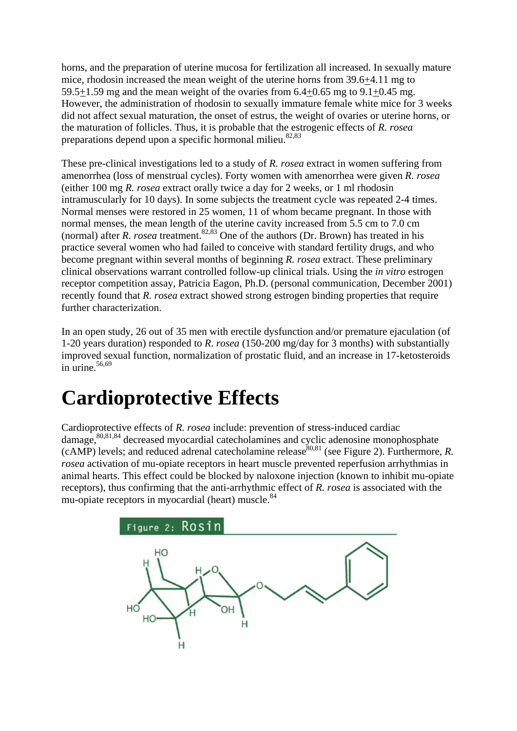horns, and the preparation of uterine mucosa for fertilization all increased. In sexually mature mice, rhodosin increased the mean weight of the uterine horns from 39.6±4.11 mg to 59.5±1.59 mg and the mean weight of the ovaries from 6.4±0.65 mg to 9.1±0.45 mg. However, the administration of rhodosin to sexually immature female white mice for 3 weeks did not affect sexual maturation, the onset of estrus, the weight of ovaries or uterine horns, or the maturation of follicles. Thus, it is probable that the estrogenic effects of *R. rosea* preparations depend upon a specific hormonal milieu.[82,83]

These pre-clinical investigations led to a study of *R. rosea* extract in women suffering from amenorrhea (loss of menstrual cycles). Forty women with amenorrhea were given *R. rosea* (either 100 mg *R. rosea* extract orally twice a day for 2 weeks, or 1 ml rhodosin intramuscularly for 10 days). In some subjects the treatment cycle was repeated 2-4 times. Normal menses were restored in 25 women, 11 of whom became pregnant. In those with normal menses, the mean length of the uterine cavity increased from 5.5 cm to 7.0 cm (normal) after *R. rosea* treatment.[82,83] One of the authors (Dr. Brown) has treated in his practice several women who had failed to conceive with standard fertility drugs, and who become pregnant within several months of beginning *R. rosea* extract. These preliminary clinical observations warrant controlled follow-up clinical trials. Using the *in vitro* estrogen receptor competition assay, Patricia Eagon, Ph.D. (personal communication, December 2001) recently found that *R. rosea* extract showed strong estrogen binding properties that require further characterization.

In an open study, 26 out of 35 men with erectile dysfunction and/or premature ejaculation (of 1-20 years duration) responded to *R. rosea* (150-200 mg/day for 3 months) with substantially improved sexual function, normalization of prostatic fluid, and an increase in 17-ketosteroids in urine.[56,69]

# Cardioprotective Effects

Cardioprotective effects of *R. rosea* include: prevention of stress-induced cardiac damage,[80,81,84] decreased myocardial catecholamines and cyclic adenosine monophosphate (cAMP) levels; and reduced adrenal catecholamine release[80,81] (see Figure 2). Furthermore, *R. rosea* activation of mu-opiate receptors in heart muscle prevented reperfusion arrhythmias in animal hearts. This effect could be blocked by naloxone injection (known to inhibit mu-opiate receptors), thus confirming that the anti-arrhythmic effect of *R. rosea* is associated with the mu-opiate receptors in myocardial (heart) muscle.[84]

Figure 2: Rosin

HO H HO HO H H O OH H O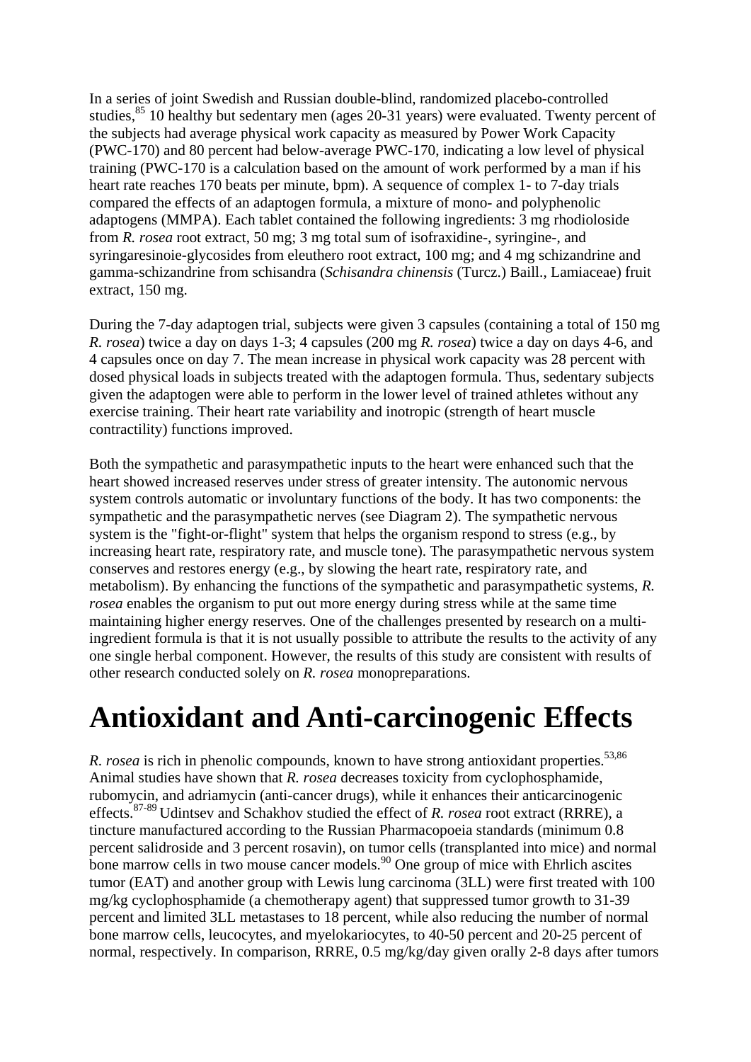In a series of joint Swedish and Russian double-blind, randomized placebo-controlled studies,[85] 10 healthy but sedentary men (ages 20-31 years) were evaluated. Twenty percent of the subjects had average physical work capacity as measured by Power Work Capacity (PWC-170) and 80 percent had below-average PWC-170, indicating a low level of physical training (PWC-170 is a calculation based on the amount of work performed by a man if his heart rate reaches 170 beats per minute, bpm). A sequence of complex 1- to 7-day trials compared the effects of an adaptogen formula, a mixture of mono- and polyphenolic adaptogens (MMPA). Each tablet contained the following ingredients: 3 mg rhodioloside from *R. rosea* root extract, 50 mg; 3 mg total sum of isofraxidine-, syringine-, and syringaresinoie-glycosides from eleuthero root extract, 100 mg; and 4 mg schizandrine and gamma-schizandrine from schisandra (*Schisandra chinensis* (Turcz.) Baill., Lamiaceae) fruit extract, 150 mg.

During the 7-day adaptogen trial, subjects were given 3 capsules (containing a total of 150 mg *R. rosea*) twice a day on days 1-3; 4 capsules (200 mg *R. rosea*) twice a day on days 4-6, and 4 capsules once on day 7. The mean increase in physical work capacity was 28 percent with dosed physical loads in subjects treated with the adaptogen formula. Thus, sedentary subjects given the adaptogen were able to perform in the lower level of trained athletes without any exercise training. Their heart rate variability and inotropic (strength of heart muscle contractility) functions improved.

Both the sympathetic and parasympathetic inputs to the heart were enhanced such that the heart showed increased reserves under stress of greater intensity. The autonomic nervous system controls automatic or involuntary functions of the body. It has two components: the sympathetic and the parasympathetic nerves (see Diagram 2). The sympathetic nervous system is the "fight-or-flight" system that helps the organism respond to stress (e.g., by increasing heart rate, respiratory rate, and muscle tone). The parasympathetic nervous system conserves and restores energy (e.g., by slowing the heart rate, respiratory rate, and metabolism). By enhancing the functions of the sympathetic and parasympathetic systems, *R. rosea* enables the organism to put out more energy during stress while at the same time maintaining higher energy reserves. One of the challenges presented by research on a multi-ingredient formula is that it is not usually possible to attribute the results to the activity of any one single herbal component. However, the results of this study are consistent with results of other research conducted solely on *R. rosea* monopreparations.

# Antioxidant and Anti-carcinogenic Effects

*R. rosea* is rich in phenolic compounds, known to have strong antioxidant properties.[53,86] Animal studies have shown that *R. rosea* decreases toxicity from cyclophosphamide, rubomycin, and adriamycin (anti-cancer drugs), while it enhances their anticarcinogenic effects.[87-89] Udintsev and Schakhov studied the effect of *R. rosea* root extract (RRRE), a tincture manufactured according to the Russian Pharmacopoeia standards (minimum 0.8 percent salidroside and 3 percent rosavin), on tumor cells (transplanted into mice) and normal bone marrow cells in two mouse cancer models.[90] One group of mice with Ehrlich ascites tumor (EAT) and another group with Lewis lung carcinoma (3LL) were first treated with 100 mg/kg cyclophosphamide (a chemotherapy agent) that suppressed tumor growth to 31-39 percent and limited 3LL metastases to 18 percent, while also reducing the number of normal bone marrow cells, leucocytes, and myelokariocytes, to 40-50 percent and 20-25 percent of normal, respectively. In comparison, RRRE, 0.5 mg/kg/day given orally 2-8 days after tumors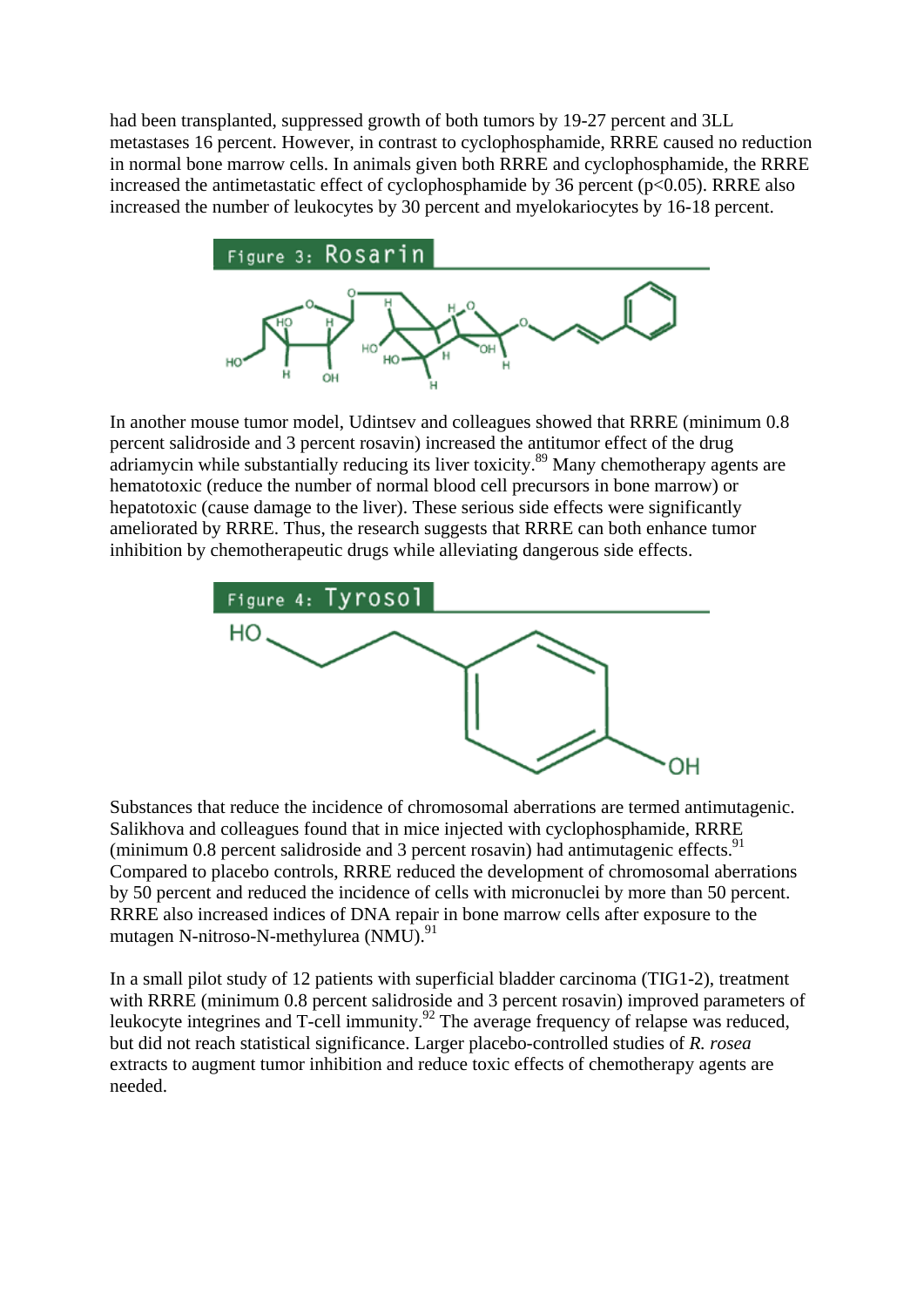had been transplanted, suppressed growth of both tumors by 19-27 percent and 3LL metastases 16 percent. However, in contrast to cyclophosphamide, RRRE caused no reduction in normal bone marrow cells. In animals given both RRRE and cyclophosphamide, the RRRE increased the antimetastatic effect of cyclophosphamide by 36 percent ($p<0.05$). RRRE also increased the number of leukocytes by 30 percent and myelokariocytes by 16-18 percent.

Figure 3: Rosarin

In another mouse tumor model, Udintsev and colleagues showed that RRRE (minimum 0.8 percent salidroside and 3 percent rosavin) increased the antitumor effect of the drug adriamycin while substantially reducing its liver toxicity.[89] Many chemotherapy agents are hematotoxic (reduce the number of normal blood cell precursors in bone marrow) or hepatotoxic (cause damage to the liver). These serious side effects were significantly ameliorated by RRRE. Thus, the research suggests that RRRE can both enhance tumor inhibition by chemotherapeutic drugs while alleviating dangerous side effects.

Figure 4: Tyrosol

Substances that reduce the incidence of chromosomal aberrations are termed antimutagenic. Salikhova and colleagues found that in mice injected with cyclophosphamide, RRRE (minimum 0.8 percent salidroside and 3 percent rosavin) had antimutagenic effects.[91] Compared to placebo controls, RRRE reduced the development of chromosomal aberrations by 50 percent and reduced the incidence of cells with micronuclei by more than 50 percent. RRRE also increased indices of DNA repair in bone marrow cells after exposure to the mutagen N-nitroso-N-methylurea (NMU).[91]

In a small pilot study of 12 patients with superficial bladder carcinoma (TIG1-2), treatment with RRRE (minimum 0.8 percent salidroside and 3 percent rosavin) improved parameters of leukocyte integrines and T-cell immunity.[92] The average frequency of relapse was reduced, but did not reach statistical significance. Larger placebo-controlled studies of *R. rosea* extracts to augment tumor inhibition and reduce toxic effects of chemotherapy agents are needed.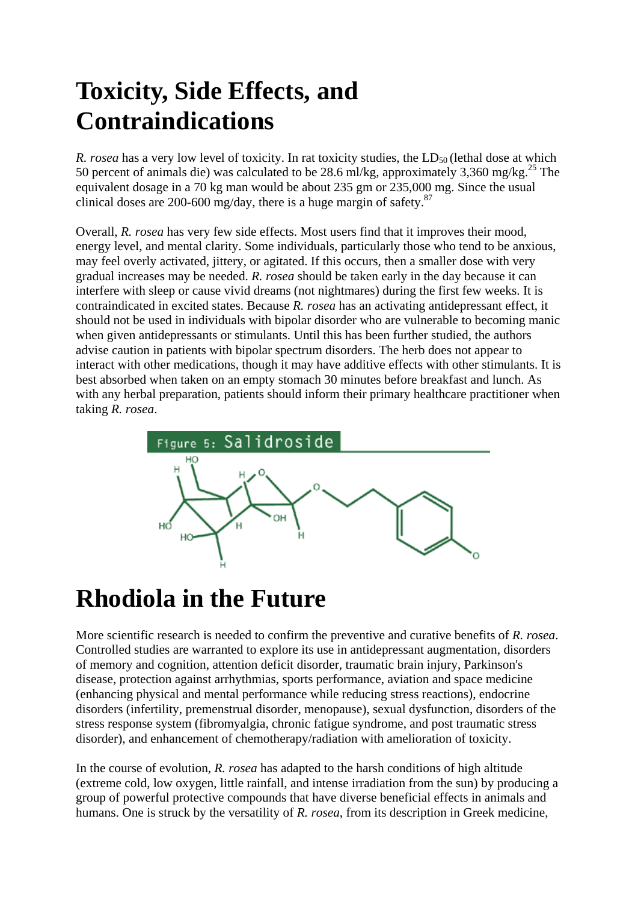# Toxicity, Side Effects, and Contraindications

*R. rosea* has a very low level of toxicity. In rat toxicity studies, the $LD_{50}$ (lethal dose at which 50 percent of animals die) was calculated to be 28.6 ml/kg, approximately 3,360 mg/kg.[25] The equivalent dosage in a 70 kg man would be about 235 gm or 235,000 mg. Since the usual clinical doses are 200-600 mg/day, there is a huge margin of safety.[87]

Overall, *R. rosea* has very few side effects. Most users find that it improves their mood, energy level, and mental clarity. Some individuals, particularly those who tend to be anxious, may feel overly activated, jittery, or agitated. If this occurs, then a smaller dose with very gradual increases may be needed. *R. rosea* should be taken early in the day because it can interfere with sleep or cause vivid dreams (not nightmares) during the first few weeks. It is contraindicated in excited states. Because *R. rosea* has an activating antidepressant effect, it should not be used in individuals with bipolar disorder who are vulnerable to becoming manic when given antidepressants or stimulants. Until this has been further studied, the authors advise caution in patients with bipolar spectrum disorders. The herb does not appear to interact with other medications, though it may have additive effects with other stimulants. It is best absorbed when taken on an empty stomach 30 minutes before breakfast and lunch. As with any herbal preparation, patients should inform their primary healthcare practitioner when taking *R. rosea*.

Figure 5: Salidroside

HO H H O O HO OH H HO H H O

# Rhodiola in the Future

More scientific research is needed to confirm the preventive and curative benefits of *R. rosea*. Controlled studies are warranted to explore its use in antidepressant augmentation, disorders of memory and cognition, attention deficit disorder, traumatic brain injury, Parkinson's disease, protection against arrhythmias, sports performance, aviation and space medicine (enhancing physical and mental performance while reducing stress reactions), endocrine disorders (infertility, premenstrual disorder, menopause), sexual dysfunction, disorders of the stress response system (fibromyalgia, chronic fatigue syndrome, and post traumatic stress disorder), and enhancement of chemotherapy/radiation with amelioration of toxicity.

In the course of evolution, *R. rosea* has adapted to the harsh conditions of high altitude (extreme cold, low oxygen, little rainfall, and intense irradiation from the sun) by producing a group of powerful protective compounds that have diverse beneficial effects in animals and humans. One is struck by the versatility of *R. rosea*, from its description in Greek medicine,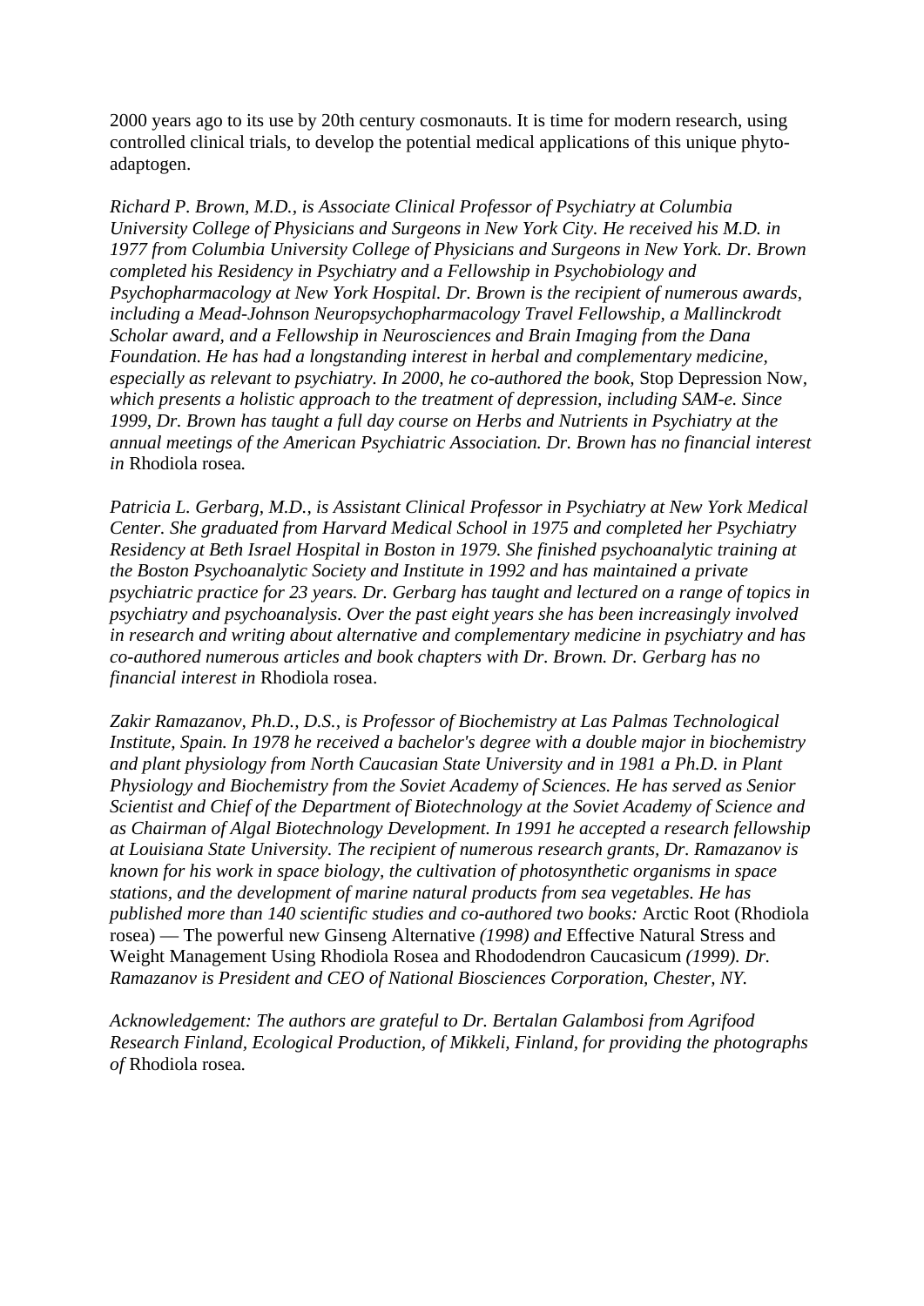2000 years ago to its use by 20th century cosmonauts. It is time for modern research, using controlled clinical trials, to develop the potential medical applications of this unique phyto-adaptogen.

*Richard P. Brown, M.D., is Associate Clinical Professor of Psychiatry at Columbia University College of Physicians and Surgeons in New York City. He received his M.D. in 1977 from Columbia University College of Physicians and Surgeons in New York. Dr. Brown completed his Residency in Psychiatry and a Fellowship in Psychobiology and Psychopharmacology at New York Hospital. Dr. Brown is the recipient of numerous awards, including a Mead-Johnson Neuropsychopharmacology Travel Fellowship, a Mallinckrodt Scholar award, and a Fellowship in Neurosciences and Brain Imaging from the Dana Foundation. He has had a longstanding interest in herbal and complementary medicine, especially as relevant to psychiatry. In 2000, he co-authored the book,* Stop Depression Now*, which presents a holistic approach to the treatment of depression, including SAM-e. Since 1999, Dr. Brown has taught a full day course on Herbs and Nutrients in Psychiatry at the annual meetings of the American Psychiatric Association. Dr. Brown has no financial interest in* Rhodiola rosea*.*

*Patricia L. Gerbarg, M.D., is Assistant Clinical Professor in Psychiatry at New York Medical Center. She graduated from Harvard Medical School in 1975 and completed her Psychiatry Residency at Beth Israel Hospital in Boston in 1979. She finished psychoanalytic training at the Boston Psychoanalytic Society and Institute in 1992 and has maintained a private psychiatric practice for 23 years. Dr. Gerbarg has taught and lectured on a range of topics in psychiatry and psychoanalysis. Over the past eight years she has been increasingly involved in research and writing about alternative and complementary medicine in psychiatry and has co-authored numerous articles and book chapters with Dr. Brown. Dr. Gerbarg has no financial interest in* Rhodiola rosea.

*Zakir Ramazanov, Ph.D., D.S., is Professor of Biochemistry at Las Palmas Technological Institute, Spain. In 1978 he received a bachelor's degree with a double major in biochemistry and plant physiology from North Caucasian State University and in 1981 a Ph.D. in Plant Physiology and Biochemistry from the Soviet Academy of Sciences. He has served as Senior Scientist and Chief of the Department of Biotechnology at the Soviet Academy of Science and as Chairman of Algal Biotechnology Development. In 1991 he accepted a research fellowship at Louisiana State University. The recipient of numerous research grants, Dr. Ramazanov is known for his work in space biology, the cultivation of photosynthetic organisms in space stations, and the development of marine natural products from sea vegetables. He has published more than 140 scientific studies and co-authored two books:* Arctic Root (Rhodiola rosea) — The powerful new Ginseng Alternative *(1998) and* Effective Natural Stress and Weight Management Using Rhodiola Rosea and Rhododendron Caucasicum *(1999). Dr. Ramazanov is President and CEO of National Biosciences Corporation, Chester, NY.*

*Acknowledgement: The authors are grateful to Dr. Bertalan Galambosi from Agrifood Research Finland, Ecological Production, of Mikkeli, Finland, for providing the photographs of* Rhodiola rosea*.*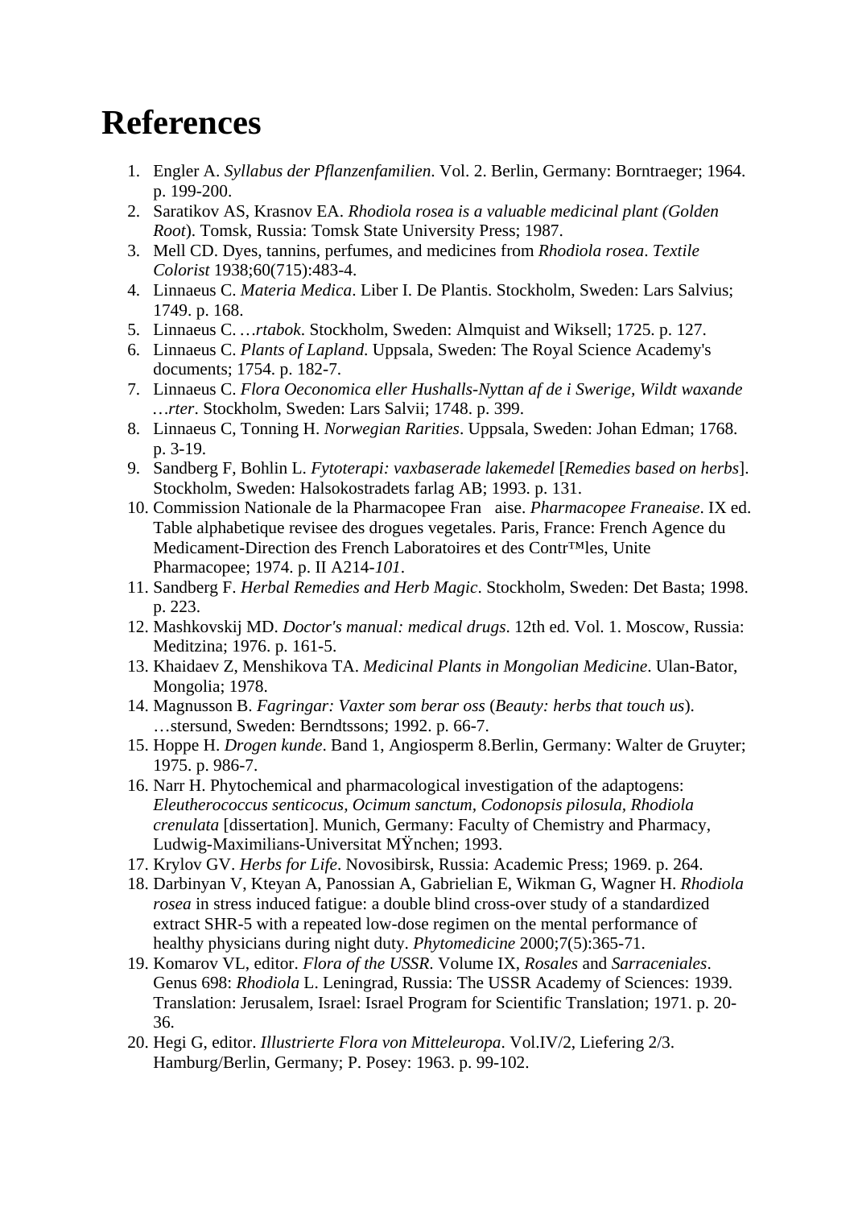# References

1. Engler A. *Syllabus der Pflanzenfamilien*. Vol. 2. Berlin, Germany: Borntraeger; 1964. p. 199-200.
2. Saratikov AS, Krasnov EA. *Rhodiola rosea is a valuable medicinal plant (Golden Root*). Tomsk, Russia: Tomsk State University Press; 1987.
3. Mell CD. Dyes, tannins, perfumes, and medicines from *Rhodiola rosea*. *Textile Colorist* 1938;60(715):483-4.
4. Linnaeus C. *Materia Medica*. Liber I. De Plantis. Stockholm, Sweden: Lars Salvius; 1749. p. 168.
5. Linnaeus C. *…rtabok*. Stockholm, Sweden: Almquist and Wiksell; 1725. p. 127.
6. Linnaeus C. *Plants of Lapland*. Uppsala, Sweden: The Royal Science Academy's documents; 1754. p. 182-7.
7. Linnaeus C. *Flora Oeconomica eller Hushalls-Nyttan af de i Swerige, Wildt waxande …rter*. Stockholm, Sweden: Lars Salvii; 1748. p. 399.
8. Linnaeus C, Tonning H. *Norwegian Rarities*. Uppsala, Sweden: Johan Edman; 1768. p. 3-19.
9. Sandberg F, Bohlin L. *Fytoterapi: vaxbaserade lakemedel* [*Remedies based on herbs*]. Stockholm, Sweden: Halsokostradets farlag AB; 1993. p. 131.
10. Commission Nationale de la Pharmacopee Fran aise. *Pharmacopee Franeaise*. IX ed. Table alphabetique revisee des drogues vegetales. Paris, France: French Agence du Medicament-Direction des French Laboratoires et des Contr™les, Unite Pharmacopee; 1974. p. II A214-*101*.
11. Sandberg F. *Herbal Remedies and Herb Magic*. Stockholm, Sweden: Det Basta; 1998. p. 223.
12. Mashkovskij MD. *Doctor's manual: medical drugs*. 12th ed. Vol. 1. Moscow, Russia: Meditzina; 1976. p. 161-5.
13. Khaidaev Z, Menshikova TA. *Medicinal Plants in Mongolian Medicine*. Ulan-Bator, Mongolia; 1978.
14. Magnusson B. *Fagringar: Vaxter som berar oss* (*Beauty: herbs that touch us*). …stersund, Sweden: Berndtssons; 1992. p. 66-7.
15. Hoppe H. *Drogen kunde*. Band 1, Angiosperm 8.Berlin, Germany: Walter de Gruyter; 1975. p. 986-7.
16. Narr H. Phytochemical and pharmacological investigation of the adaptogens: *Eleutherococcus senticocus*, *Ocimum sanctum*, *Codonopsis pilosula*, *Rhodiola crenulata* [dissertation]. Munich, Germany: Faculty of Chemistry and Pharmacy, Ludwig-Maximilians-Universitat MŸnchen; 1993.
17. Krylov GV. *Herbs for Life*. Novosibirsk, Russia: Academic Press; 1969. p. 264.
18. Darbinyan V, Kteyan A, Panossian A, Gabrielian E, Wikman G, Wagner H. *Rhodiola rosea* in stress induced fatigue: a double blind cross-over study of a standardized extract SHR-5 with a repeated low-dose regimen on the mental performance of healthy physicians during night duty. *Phytomedicine* 2000;7(5):365-71.
19. Komarov VL, editor. *Flora of the USSR*. Volume IX, *Rosales* and *Sarraceniales*. Genus 698: *Rhodiola* L. Leningrad, Russia: The USSR Academy of Sciences: 1939. Translation: Jerusalem, Israel: Israel Program for Scientific Translation; 1971. p. 20-36.
20. Hegi G, editor. *Illustrierte Flora von Mitteleuropa*. Vol.IV/2, Liefering 2/3. Hamburg/Berlin, Germany; P. Posey: 1963. p. 99-102.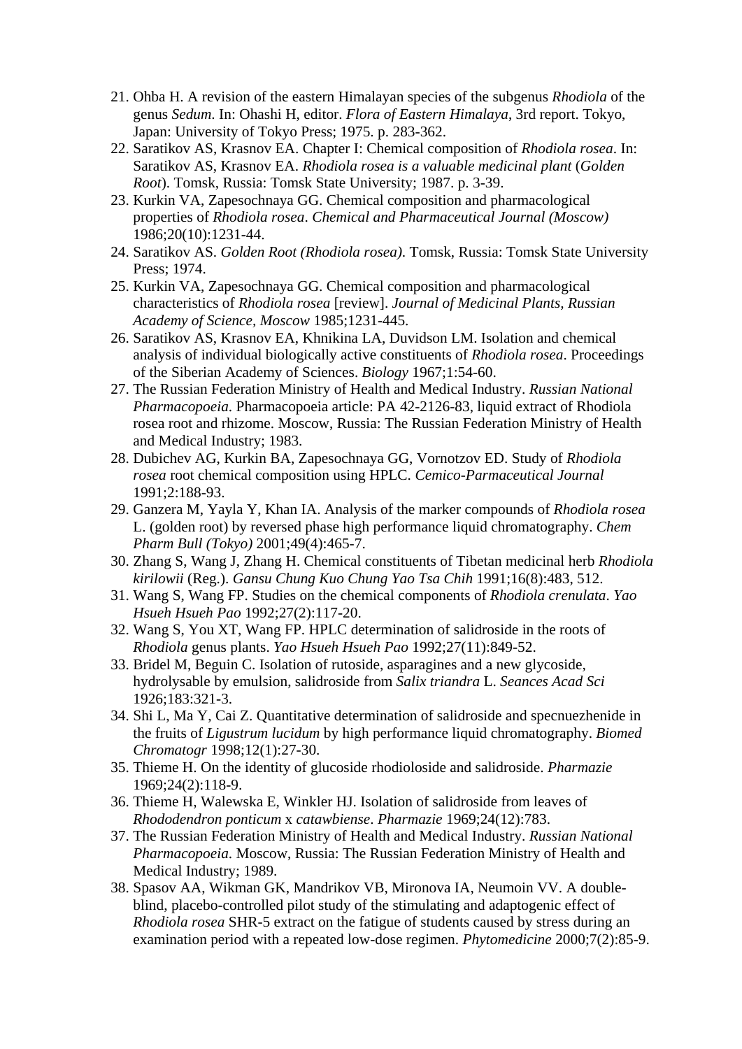21. Ohba H. A revision of the eastern Himalayan species of the subgenus *Rhodiola* of the genus *Sedum*. In: Ohashi H, editor. *Flora of Eastern Himalaya*, 3rd report. Tokyo, Japan: University of Tokyo Press; 1975. p. 283-362.
22. Saratikov AS, Krasnov EA. Chapter I: Chemical composition of *Rhodiola rosea*. In: Saratikov AS, Krasnov EA. *Rhodiola rosea is a valuable medicinal plant* (*Golden Root*). Tomsk, Russia: Tomsk State University; 1987. p. 3-39.
23. Kurkin VA, Zapesochnaya GG. Chemical composition and pharmacological properties of *Rhodiola rosea*. *Chemical and Pharmaceutical Journal (Moscow)* 1986;20(10):1231-44.
24. Saratikov AS. *Golden Root (Rhodiola rosea)*. Tomsk, Russia: Tomsk State University Press; 1974.
25. Kurkin VA, Zapesochnaya GG. Chemical composition and pharmacological characteristics of *Rhodiola rosea* [review]. *Journal of Medicinal Plants, Russian Academy of Science, Moscow* 1985;1231-445.
26. Saratikov AS, Krasnov EA, Khnikina LA, Duvidson LM. Isolation and chemical analysis of individual biologically active constituents of *Rhodiola rosea*. Proceedings of the Siberian Academy of Sciences. *Biology* 1967;1:54-60.
27. The Russian Federation Ministry of Health and Medical Industry. *Russian National Pharmacopoeia*. Pharmacopoeia article: PA 42-2126-83, liquid extract of Rhodiola rosea root and rhizome. Moscow, Russia: The Russian Federation Ministry of Health and Medical Industry; 1983.
28. Dubichev AG, Kurkin BA, Zapesochnaya GG, Vornotzov ED. Study of *Rhodiola rosea* root chemical composition using HPLC. *Cemico-Parmaceutical Journal* 1991;2:188-93.
29. Ganzera M, Yayla Y, Khan IA. Analysis of the marker compounds of *Rhodiola rosea* L. (golden root) by reversed phase high performance liquid chromatography. *Chem Pharm Bull (Tokyo)* 2001;49(4):465-7.
30. Zhang S, Wang J, Zhang H. Chemical constituents of Tibetan medicinal herb *Rhodiola kirilowii* (Reg.). *Gansu Chung Kuo Chung Yao Tsa Chih* 1991;16(8):483, 512.
31. Wang S, Wang FP. Studies on the chemical components of *Rhodiola crenulata*. *Yao Hsueh Hsueh Pao* 1992;27(2):117-20.
32. Wang S, You XT, Wang FP. HPLC determination of salidroside in the roots of *Rhodiola* genus plants. *Yao Hsueh Hsueh Pao* 1992;27(11):849-52.
33. Bridel M, Beguin C. Isolation of rutoside, asparagines and a new glycoside, hydrolysable by emulsion, salidroside from *Salix triandra* L. *Seances Acad Sci* 1926;183:321-3.
34. Shi L, Ma Y, Cai Z. Quantitative determination of salidroside and specnuezhenide in the fruits of *Ligustrum lucidum* by high performance liquid chromatography. *Biomed Chromatogr* 1998;12(1):27-30.
35. Thieme H. On the identity of glucoside rhodioloside and salidroside. *Pharmazie* 1969;24(2):118-9.
36. Thieme H, Walewska E, Winkler HJ. Isolation of salidroside from leaves of *Rhododendron ponticum* x *catawbiense*. *Pharmazie* 1969;24(12):783.
37. The Russian Federation Ministry of Health and Medical Industry. *Russian National Pharmacopoeia*. Moscow, Russia: The Russian Federation Ministry of Health and Medical Industry; 1989.
38. Spasov AA, Wikman GK, Mandrikov VB, Mironova IA, Neumoin VV. A double-blind, placebo-controlled pilot study of the stimulating and adaptogenic effect of *Rhodiola rosea* SHR-5 extract on the fatigue of students caused by stress during an examination period with a repeated low-dose regimen. *Phytomedicine* 2000;7(2):85-9.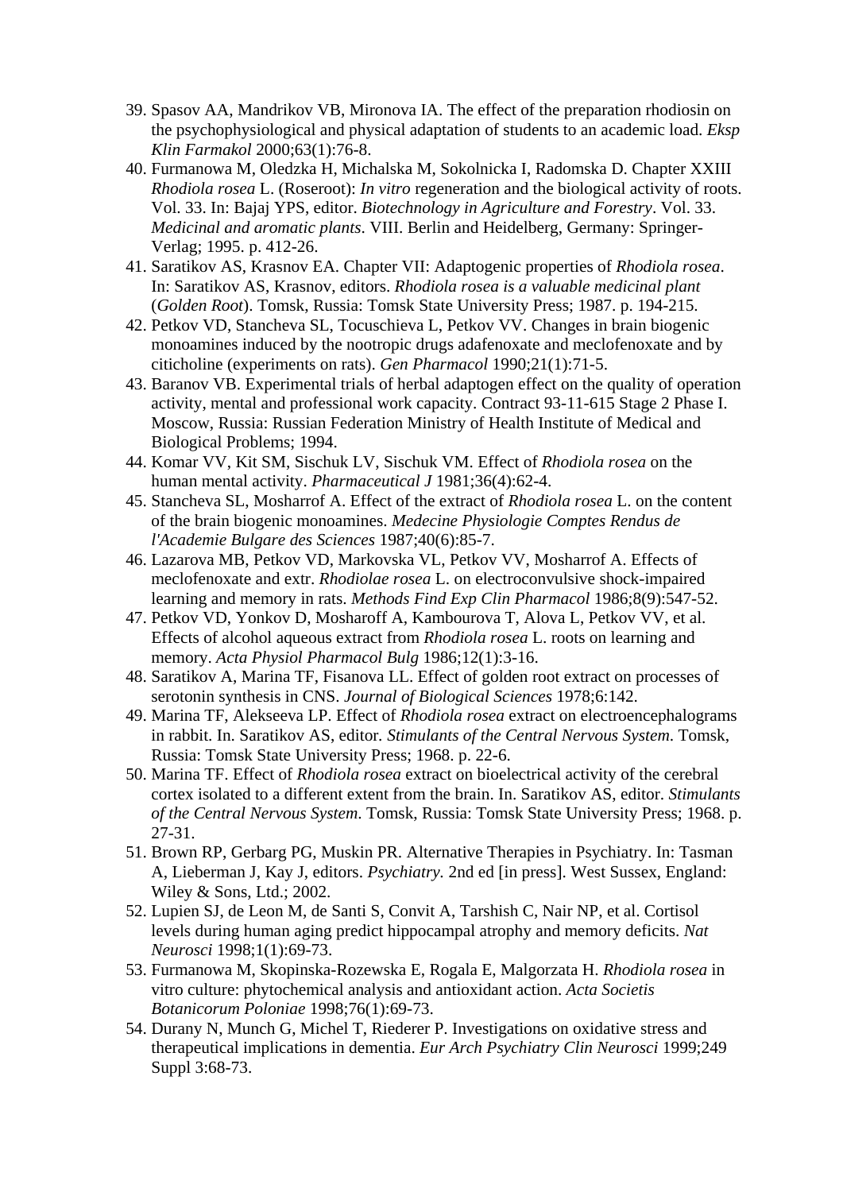39. Spasov AA, Mandrikov VB, Mironova IA. The effect of the preparation rhodiosin on the psychophysiological and physical adaptation of students to an academic load. *Eksp Klin Farmakol* 2000;63(1):76-8.
40. Furmanowa M, Oledzka H, Michalska M, Sokolnicka I, Radomska D. Chapter XXIII *Rhodiola rosea* L. (Roseroot): *In vitro* regeneration and the biological activity of roots. Vol. 33. In: Bajaj YPS, editor. *Biotechnology in Agriculture and Forestry*. Vol. 33. *Medicinal and aromatic plants*. VIII. Berlin and Heidelberg, Germany: Springer-Verlag; 1995. p. 412-26.
41. Saratikov AS, Krasnov EA. Chapter VII: Adaptogenic properties of *Rhodiola rosea*. In: Saratikov AS, Krasnov, editors. *Rhodiola rosea is a valuable medicinal plant* (*Golden Root*). Tomsk, Russia: Tomsk State University Press; 1987. p. 194-215.
42. Petkov VD, Stancheva SL, Tocuschieva L, Petkov VV. Changes in brain biogenic monoamines induced by the nootropic drugs adafenoxate and meclofenoxate and by citicholine (experiments on rats). *Gen Pharmacol* 1990;21(1):71-5.
43. Baranov VB. Experimental trials of herbal adaptogen effect on the quality of operation activity, mental and professional work capacity. Contract 93-11-615 Stage 2 Phase I. Moscow, Russia: Russian Federation Ministry of Health Institute of Medical and Biological Problems; 1994.
44. Komar VV, Kit SM, Sischuk LV, Sischuk VM. Effect of *Rhodiola rosea* on the human mental activity. *Pharmaceutical J* 1981;36(4):62-4.
45. Stancheva SL, Mosharrof A. Effect of the extract of *Rhodiola rosea* L. on the content of the brain biogenic monoamines. *Medecine Physiologie Comptes Rendus de l'Academie Bulgare des Sciences* 1987;40(6):85-7.
46. Lazarova MB, Petkov VD, Markovska VL, Petkov VV, Mosharrof A. Effects of meclofenoxate and extr. *Rhodiolae rosea* L. on electroconvulsive shock-impaired learning and memory in rats. *Methods Find Exp Clin Pharmacol* 1986;8(9):547-52.
47. Petkov VD, Yonkov D, Mosharoff A, Kambourova T, Alova L, Petkov VV, et al. Effects of alcohol aqueous extract from *Rhodiola rosea* L. roots on learning and memory. *Acta Physiol Pharmacol Bulg* 1986;12(1):3-16.
48. Saratikov A, Marina TF, Fisanova LL. Effect of golden root extract on processes of serotonin synthesis in CNS. *Journal of Biological Sciences* 1978;6:142.
49. Marina TF, Alekseeva LP. Effect of *Rhodiola rosea* extract on electroencephalograms in rabbit. In. Saratikov AS, editor. *Stimulants of the Central Nervous System*. Tomsk, Russia: Tomsk State University Press; 1968. p. 22-6.
50. Marina TF. Effect of *Rhodiola rosea* extract on bioelectrical activity of the cerebral cortex isolated to a different extent from the brain. In. Saratikov AS, editor. *Stimulants of the Central Nervous System*. Tomsk, Russia: Tomsk State University Press; 1968. p. 27-31.
51. Brown RP, Gerbarg PG, Muskin PR. Alternative Therapies in Psychiatry. In: Tasman A, Lieberman J, Kay J, editors. *Psychiatry*. 2nd ed [in press]. West Sussex, England: Wiley & Sons, Ltd.; 2002.
52. Lupien SJ, de Leon M, de Santi S, Convit A, Tarshish C, Nair NP, et al. Cortisol levels during human aging predict hippocampal atrophy and memory deficits. *Nat Neurosci* 1998;1(1):69-73.
53. Furmanowa M, Skopinska-Rozewska E, Rogala E, Malgorzata H. *Rhodiola rosea* in vitro culture: phytochemical analysis and antioxidant action. *Acta Societis Botanicorum Poloniae* 1998;76(1):69-73.
54. Durany N, Munch G, Michel T, Riederer P. Investigations on oxidative stress and therapeutical implications in dementia. *Eur Arch Psychiatry Clin Neurosci* 1999;249 Suppl 3:68-73.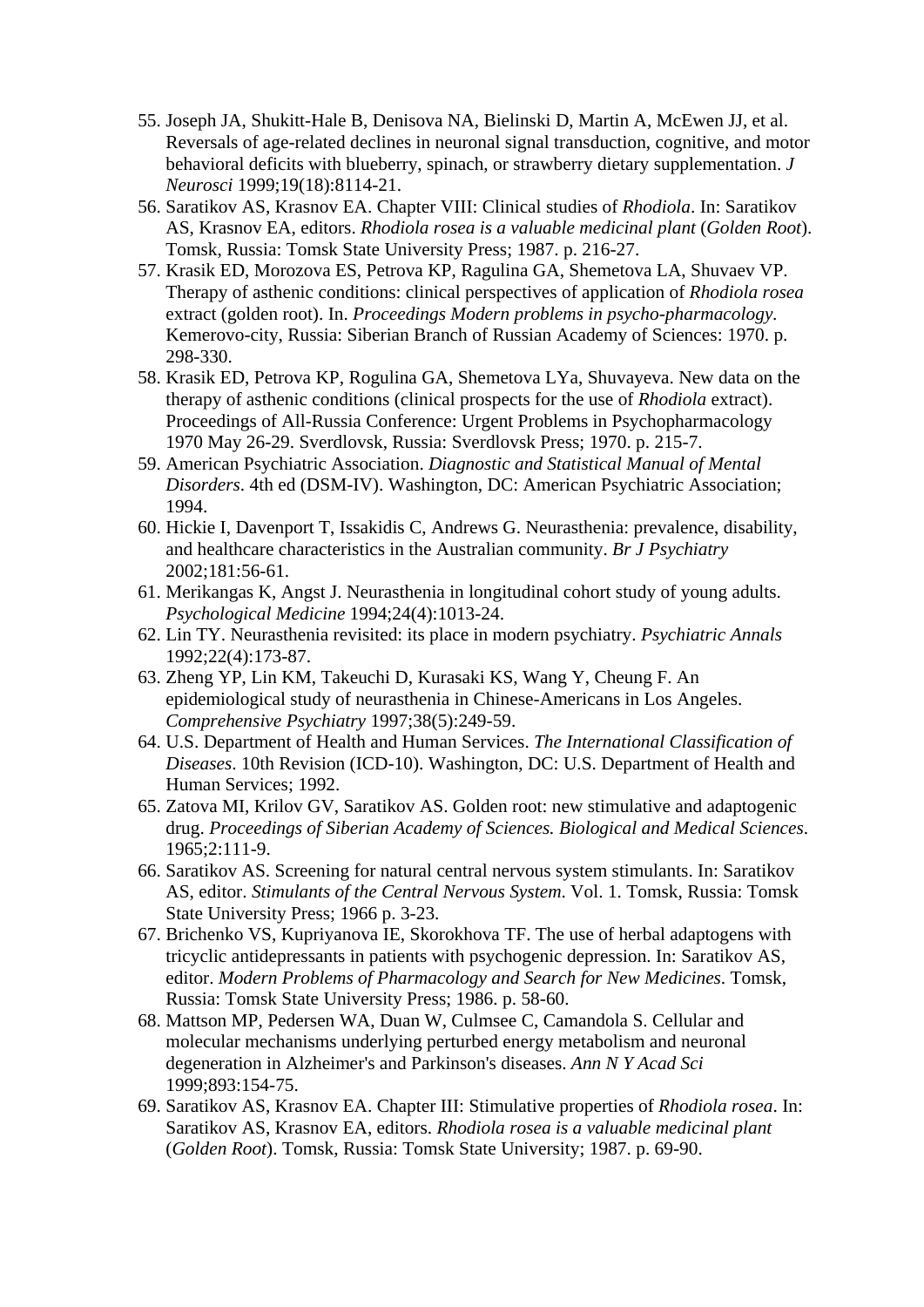55. Joseph JA, Shukitt-Hale B, Denisova NA, Bielinski D, Martin A, McEwen JJ, et al. Reversals of age-related declines in neuronal signal transduction, cognitive, and motor behavioral deficits with blueberry, spinach, or strawberry dietary supplementation. *J Neurosci* 1999;19(18):8114-21.
56. Saratikov AS, Krasnov EA. Chapter VIII: Clinical studies of *Rhodiola*. In: Saratikov AS, Krasnov EA, editors. *Rhodiola rosea is a valuable medicinal plant* (*Golden Root*). Tomsk, Russia: Tomsk State University Press; 1987. p. 216-27.
57. Krasik ED, Morozova ES, Petrova KP, Ragulina GA, Shemetova LA, Shuvaev VP. Therapy of asthenic conditions: clinical perspectives of application of *Rhodiola rosea* extract (golden root). In. *Proceedings Modern problems in psycho-pharmacology*. Kemerovo-city, Russia: Siberian Branch of Russian Academy of Sciences: 1970. p. 298-330.
58. Krasik ED, Petrova KP, Rogulina GA, Shemetova LYa, Shuvayeva. New data on the therapy of asthenic conditions (clinical prospects for the use of *Rhodiola* extract). Proceedings of All-Russia Conference: Urgent Problems in Psychopharmacology 1970 May 26-29. Sverdlovsk, Russia: Sverdlovsk Press; 1970. p. 215-7.
59. American Psychiatric Association. *Diagnostic and Statistical Manual of Mental Disorders*. 4th ed (DSM-IV). Washington, DC: American Psychiatric Association; 1994.
60. Hickie I, Davenport T, Issakidis C, Andrews G. Neurasthenia: prevalence, disability, and healthcare characteristics in the Australian community. *Br J Psychiatry* 2002;181:56-61.
61. Merikangas K, Angst J. Neurasthenia in longitudinal cohort study of young adults. *Psychological Medicine* 1994;24(4):1013-24.
62. Lin TY. Neurasthenia revisited: its place in modern psychiatry. *Psychiatric Annals* 1992;22(4):173-87.
63. Zheng YP, Lin KM, Takeuchi D, Kurasaki KS, Wang Y, Cheung F. An epidemiological study of neurasthenia in Chinese-Americans in Los Angeles. *Comprehensive Psychiatry* 1997;38(5):249-59.
64. U.S. Department of Health and Human Services. *The International Classification of Diseases*. 10th Revision (ICD-10). Washington, DC: U.S. Department of Health and Human Services; 1992.
65. Zatova MI, Krilov GV, Saratikov AS. Golden root: new stimulative and adaptogenic drug. *Proceedings of Siberian Academy of Sciences. Biological and Medical Sciences*. 1965;2:111-9.
66. Saratikov AS. Screening for natural central nervous system stimulants. In: Saratikov AS, editor. *Stimulants of the Central Nervous System*. Vol. 1. Tomsk, Russia: Tomsk State University Press; 1966 p. 3-23.
67. Brichenko VS, Kupriyanova IE, Skorokhova TF. The use of herbal adaptogens with tricyclic antidepressants in patients with psychogenic depression. In: Saratikov AS, editor. *Modern Problems of Pharmacology and Search for New Medicines*. Tomsk, Russia: Tomsk State University Press; 1986. p. 58-60.
68. Mattson MP, Pedersen WA, Duan W, Culmsee C, Camandola S. Cellular and molecular mechanisms underlying perturbed energy metabolism and neuronal degeneration in Alzheimer's and Parkinson's diseases. *Ann N Y Acad Sci* 1999;893:154-75.
69. Saratikov AS, Krasnov EA. Chapter III: Stimulative properties of *Rhodiola rosea*. In: Saratikov AS, Krasnov EA, editors. *Rhodiola rosea is a valuable medicinal plant* (*Golden Root*). Tomsk, Russia: Tomsk State University; 1987. p. 69-90.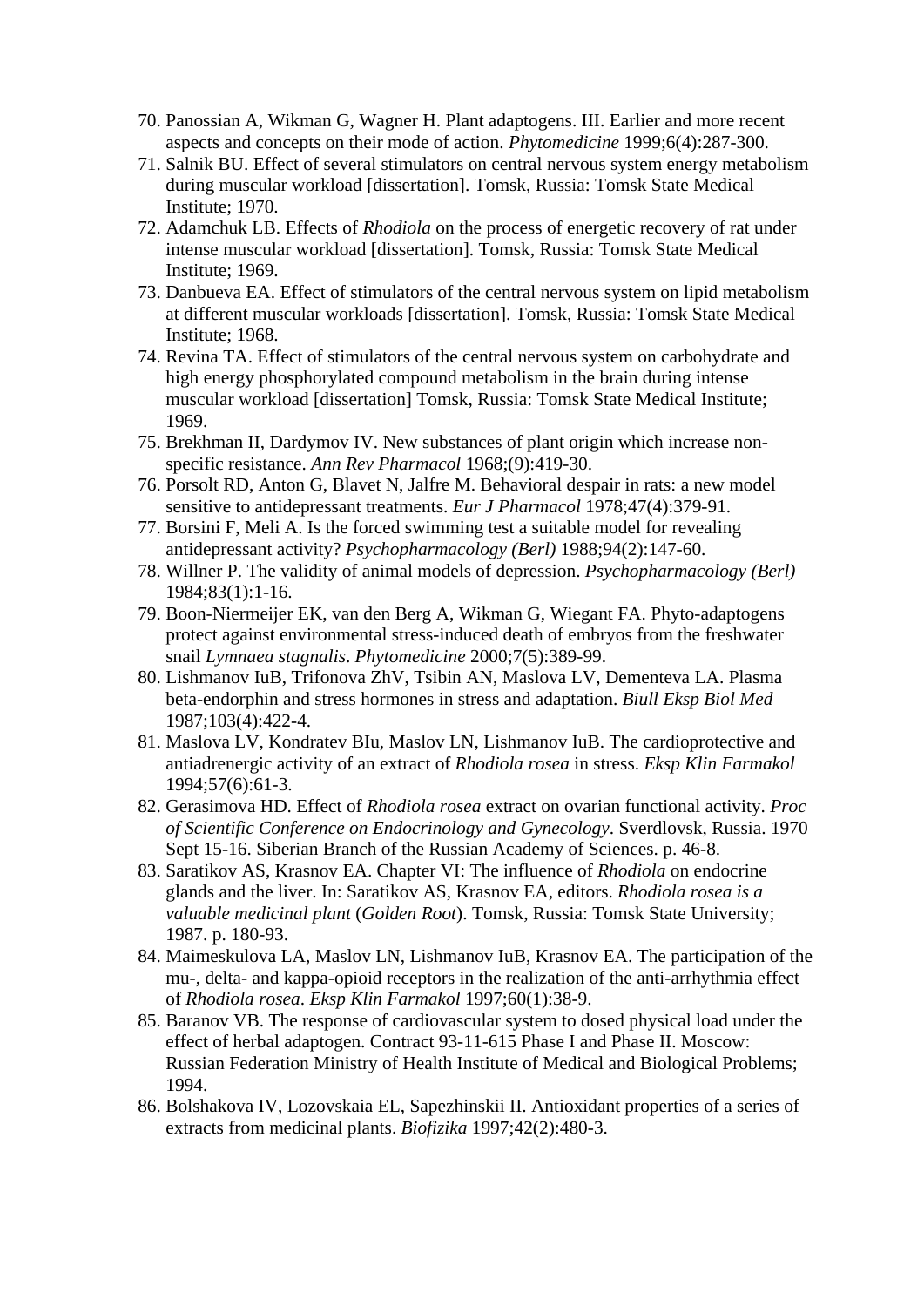70. Panossian A, Wikman G, Wagner H. Plant adaptogens. III. Earlier and more recent aspects and concepts on their mode of action. *Phytomedicine* 1999;6(4):287-300.
71. Salnik BU. Effect of several stimulators on central nervous system energy metabolism during muscular workload [dissertation]. Tomsk, Russia: Tomsk State Medical Institute; 1970.
72. Adamchuk LB. Effects of *Rhodiola* on the process of energetic recovery of rat under intense muscular workload [dissertation]. Tomsk, Russia: Tomsk State Medical Institute; 1969.
73. Danbueva EA. Effect of stimulators of the central nervous system on lipid metabolism at different muscular workloads [dissertation]. Tomsk, Russia: Tomsk State Medical Institute; 1968.
74. Revina TA. Effect of stimulators of the central nervous system on carbohydrate and high energy phosphorylated compound metabolism in the brain during intense muscular workload [dissertation] Tomsk, Russia: Tomsk State Medical Institute; 1969.
75. Brekhman II, Dardymov IV. New substances of plant origin which increase non-specific resistance. *Ann Rev Pharmacol* 1968;(9):419-30.
76. Porsolt RD, Anton G, Blavet N, Jalfre M. Behavioral despair in rats: a new model sensitive to antidepressant treatments. *Eur J Pharmacol* 1978;47(4):379-91.
77. Borsini F, Meli A. Is the forced swimming test a suitable model for revealing antidepressant activity? *Psychopharmacology (Berl)* 1988;94(2):147-60.
78. Willner P. The validity of animal models of depression. *Psychopharmacology (Berl)* 1984;83(1):1-16.
79. Boon-Niermeijer EK, van den Berg A, Wikman G, Wiegant FA. Phyto-adaptogens protect against environmental stress-induced death of embryos from the freshwater snail *Lymnaea stagnalis*. *Phytomedicine* 2000;7(5):389-99.
80. Lishmanov IuB, Trifonova ZhV, Tsibin AN, Maslova LV, Dementeva LA. Plasma beta-endorphin and stress hormones in stress and adaptation. *Biull Eksp Biol Med* 1987;103(4):422-4.
81. Maslova LV, Kondratev BIu, Maslov LN, Lishmanov IuB. The cardioprotective and antiadrenergic activity of an extract of *Rhodiola rosea* in stress. *Eksp Klin Farmakol* 1994;57(6):61-3.
82. Gerasimova HD. Effect of *Rhodiola rosea* extract on ovarian functional activity. *Proc of Scientific Conference on Endocrinology and Gynecology*. Sverdlovsk, Russia. 1970 Sept 15-16. Siberian Branch of the Russian Academy of Sciences. p. 46-8.
83. Saratikov AS, Krasnov EA. Chapter VI: The influence of *Rhodiola* on endocrine glands and the liver. In: Saratikov AS, Krasnov EA, editors. *Rhodiola rosea is a valuable medicinal plant* (*Golden Root*). Tomsk, Russia: Tomsk State University; 1987. p. 180-93.
84. Maimeskulova LA, Maslov LN, Lishmanov IuB, Krasnov EA. The participation of the mu-, delta- and kappa-opioid receptors in the realization of the anti-arrhythmia effect of *Rhodiola rosea*. *Eksp Klin Farmakol* 1997;60(1):38-9.
85. Baranov VB. The response of cardiovascular system to dosed physical load under the effect of herbal adaptogen. Contract 93-11-615 Phase I and Phase II. Moscow: Russian Federation Ministry of Health Institute of Medical and Biological Problems; 1994.
86. Bolshakova IV, Lozovskaia EL, Sapezhinskii II. Antioxidant properties of a series of extracts from medicinal plants. *Biofizika* 1997;42(2):480-3.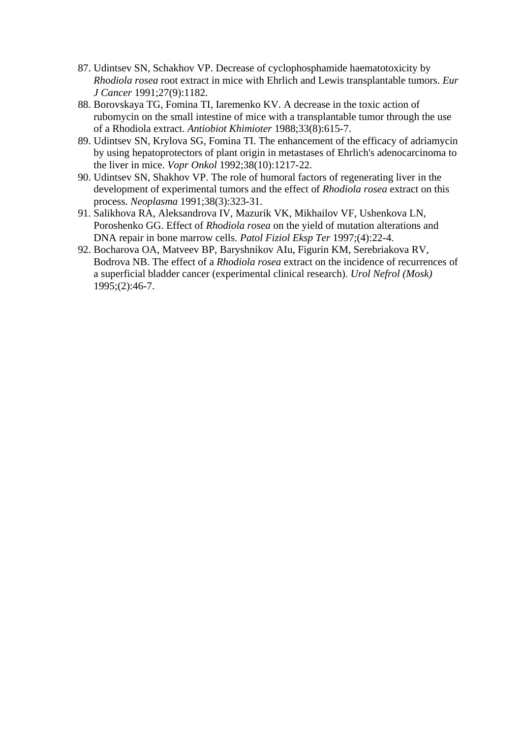87. Udintsev SN, Schakhov VP. Decrease of cyclophosphamide haematotoxicity by *Rhodiola rosea* root extract in mice with Ehrlich and Lewis transplantable tumors. *Eur J Cancer* 1991;27(9):1182.
88. Borovskaya TG, Fomina TI, Iaremenko KV. A decrease in the toxic action of rubomycin on the small intestine of mice with a transplantable tumor through the use of a Rhodiola extract. *Antiobiot Khimioter* 1988;33(8):615-7.
89. Udintsev SN, Krylova SG, Fomina TI. The enhancement of the efficacy of adriamycin by using hepatoprotectors of plant origin in metastases of Ehrlich's adenocarcinoma to the liver in mice. *Vopr Onkol* 1992;38(10):1217-22.
90. Udintsev SN, Shakhov VP. The role of humoral factors of regenerating liver in the development of experimental tumors and the effect of *Rhodiola rosea* extract on this process. *Neoplasma* 1991;38(3):323-31.
91. Salikhova RA, Aleksandrova IV, Mazurik VK, Mikhailov VF, Ushenkova LN, Poroshenko GG. Effect of *Rhodiola rosea* on the yield of mutation alterations and DNA repair in bone marrow cells. *Patol Fiziol Eksp Ter* 1997;(4):22-4.
92. Bocharova OA, Matveev BP, Baryshnikov AIu, Figurin KM, Serebriakova RV, Bodrova NB. The effect of a *Rhodiola rosea* extract on the incidence of recurrences of a superficial bladder cancer (experimental clinical research). *Urol Nefrol (Mosk)* 1995;(2):46-7.